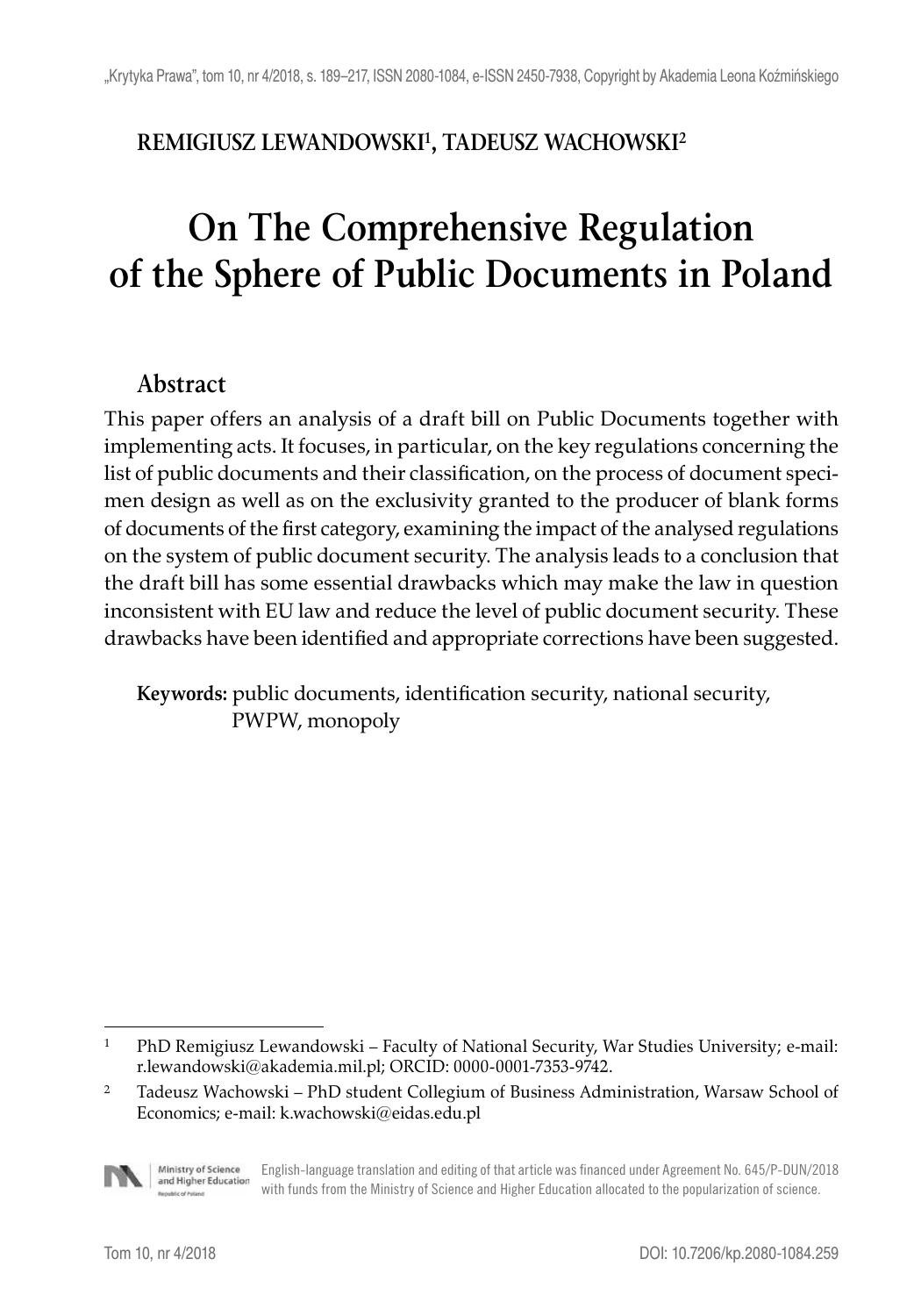REMIGIUSZ LEWANDOWSKI[1], TADEUSZ WACHOWSKI[2]

# On The Comprehensive Regulation of the Sphere of Public Documents in Poland

## Abstract

This paper offers an analysis of a draft bill on Public Documents together with implementing acts. It focuses, in particular, on the key regulations concerning the list of public documents and their classification, on the process of document specimen design as well as on the exclusivity granted to the producer of blank forms of documents of the first category, examining the impact of the analysed regulations on the system of public document security. The analysis leads to a conclusion that the draft bill has some essential drawbacks which may make the law in question inconsistent with EU law and reduce the level of public document security. These drawbacks have been identified and appropriate corrections have been suggested.

**Keywords:** public documents, identification security, national security, PWPW, monopoly

---

[1] PhD Remigiusz Lewandowski – Faculty of National Security, War Studies University; e-mail: r.lewandowski@akademia.mil.pl; ORCID: 0000-0001-7353-9742.

[2] Tadeusz Wachowski – PhD student Collegium of Business Administration, Warsaw School of Economics; e-mail: k.wachowski@eidas.edu.pl

English-language translation and editing of that article was financed under Agreement No. 645/P-DUN/2018 with funds from the Ministry of Science and Higher Education allocated to the popularization of science.

DOI: 10.7206/kp.2080-1084.259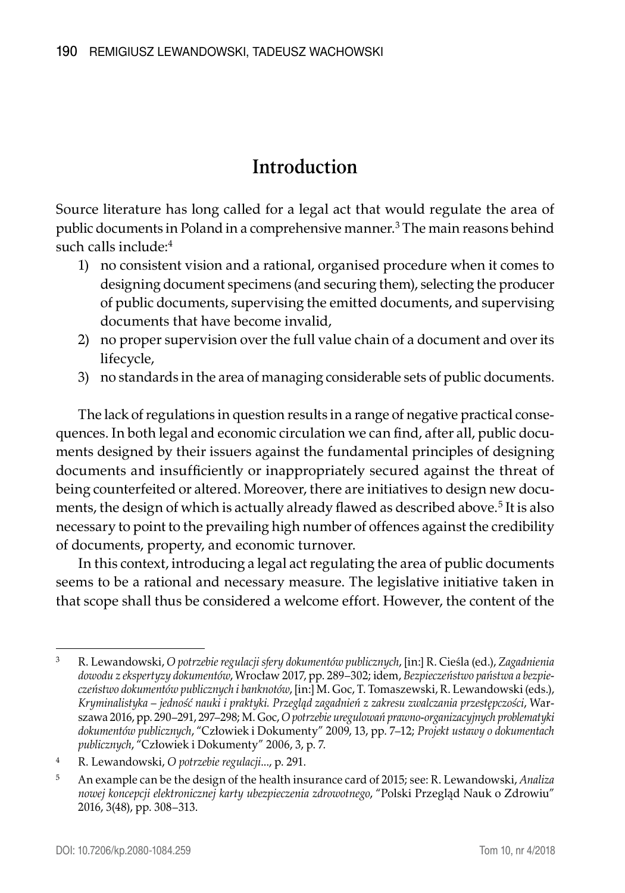# Introduction

Source literature has long called for a legal act that would regulate the area of public documents in Poland in a comprehensive manner.[3] The main reasons behind such calls include:[4]

1) no consistent vision and a rational, organised procedure when it comes to designing document specimens (and securing them), selecting the producer of public documents, supervising the emitted documents, and supervising documents that have become invalid,
2) no proper supervision over the full value chain of a document and over its lifecycle,
3) no standards in the area of managing considerable sets of public documents.

The lack of regulations in question results in a range of negative practical consequences. In both legal and economic circulation we can find, after all, public documents designed by their issuers against the fundamental principles of designing documents and insufficiently or inappropriately secured against the threat of being counterfeited or altered. Moreover, there are initiatives to design new documents, the design of which is actually already flawed as described above.[5] It is also necessary to point to the prevailing high number of offences against the credibility of documents, property, and economic turnover.

In this context, introducing a legal act regulating the area of public documents seems to be a rational and necessary measure. The legislative initiative taken in that scope shall thus be considered a welcome effort. However, the content of the

---

[3] R. Lewandowski, *O potrzebie regulacji sfery dokumentów publicznych*, [in:] R. Cieśla (ed.), *Zagadnienia dowodu z ekspertyzy dokumentów*, Wrocław 2017, pp. 289–302; idem, *Bezpieczeństwo państwa a bezpieczeństwo dokumentów publicznych i banknotów*, [in:] M. Goc, T. Tomaszewski, R. Lewandowski (eds.), *Kryminalistyka – jedność nauki i praktyki. Przegląd zagadnień z zakresu zwalczania przestępczości*, Warszawa 2016, pp. 290–291, 297–298; M. Goc, *O potrzebie uregulowań prawno-organizacyjnych problematyki dokumentów publicznych*, "Człowiek i Dokumenty" 2009, 13, pp. 7–12; *Projekt ustawy o dokumentach publicznych*, "Człowiek i Dokumenty" 2006, 3, p. 7.

[4] R. Lewandowski, *O potrzebie regulacji*..., p. 291.

[5] An example can be the design of the health insurance card of 2015; see: R. Lewandowski, *Analiza nowej koncepcji elektronicznej karty ubezpieczenia zdrowotnego*, "Polski Przegląd Nauk o Zdrowiu" 2016, 3(48), pp. 308–313.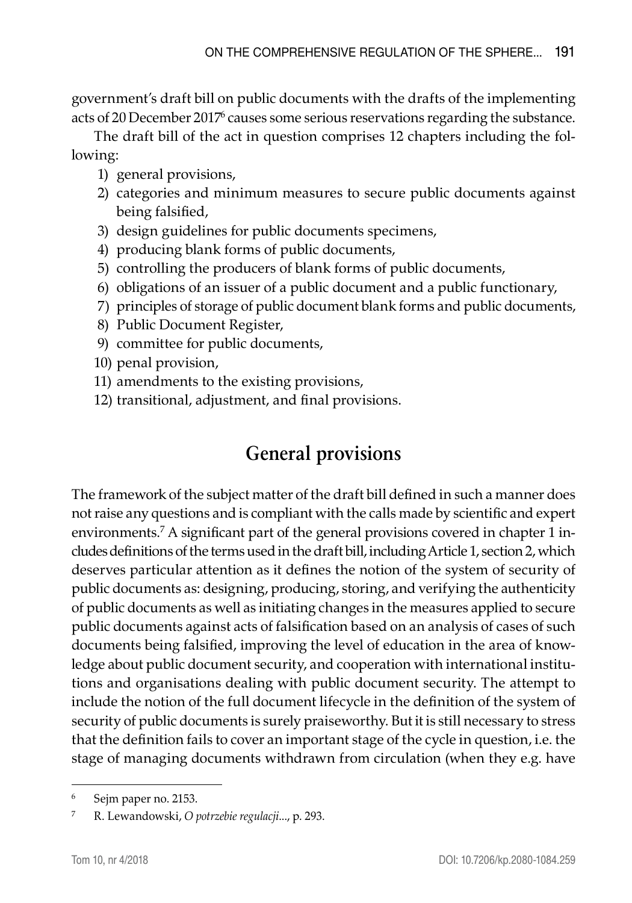government's draft bill on public documents with the drafts of the implementing acts of 20 December 2017[6] causes some serious reservations regarding the substance.

The draft bill of the act in question comprises 12 chapters including the following:

1) general provisions,
2) categories and minimum measures to secure public documents against being falsified,
3) design guidelines for public documents specimens,
4) producing blank forms of public documents,
5) controlling the producers of blank forms of public documents,
6) obligations of an issuer of a public document and a public functionary,
7) principles of storage of public document blank forms and public documents,
8) Public Document Register,
9) committee for public documents,
10) penal provision,
11) amendments to the existing provisions,
12) transitional, adjustment, and final provisions.

## General provisions

The framework of the subject matter of the draft bill defined in such a manner does not raise any questions and is compliant with the calls made by scientific and expert environments.[7] A significant part of the general provisions covered in chapter 1 includes definitions of the terms used in the draft bill, including Article 1, section 2, which deserves particular attention as it defines the notion of the system of security of public documents as: designing, producing, storing, and verifying the authenticity of public documents as well as initiating changes in the measures applied to secure public documents against acts of falsification based on an analysis of cases of such documents being falsified, improving the level of education in the area of knowledge about public document security, and cooperation with international institutions and organisations dealing with public document security. The attempt to include the notion of the full document lifecycle in the definition of the system of security of public documents is surely praiseworthy. But it is still necessary to stress that the definition fails to cover an important stage of the cycle in question, i.e. the stage of managing documents withdrawn from circulation (when they e.g. have

---

[6] Sejm paper no. 2153.

[7] R. Lewandowski, *O potrzebie regulacji...*, p. 293.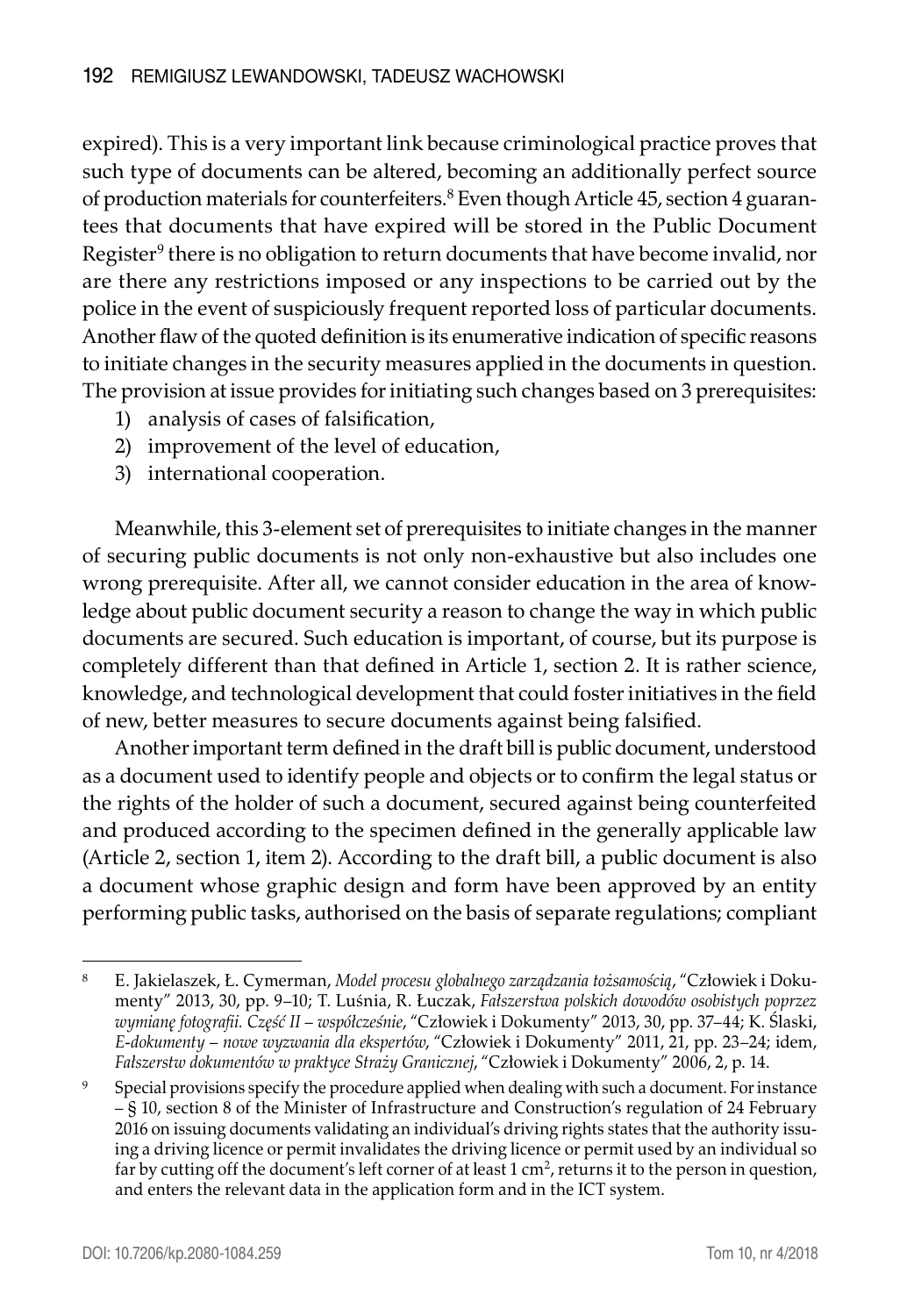expired). This is a very important link because criminological practice proves that such type of documents can be altered, becoming an additionally perfect source of production materials for counterfeiters.[8] Even though Article 45, section 4 guarantees that documents that have expired will be stored in the Public Document Register[9] there is no obligation to return documents that have become invalid, nor are there any restrictions imposed or any inspections to be carried out by the police in the event of suspiciously frequent reported loss of particular documents. Another flaw of the quoted definition is its enumerative indication of specific reasons to initiate changes in the security measures applied in the documents in question. The provision at issue provides for initiating such changes based on 3 prerequisites:

1) analysis of cases of falsification,
2) improvement of the level of education,
3) international cooperation.

Meanwhile, this 3-element set of prerequisites to initiate changes in the manner of securing public documents is not only non-exhaustive but also includes one wrong prerequisite. After all, we cannot consider education in the area of knowledge about public document security a reason to change the way in which public documents are secured. Such education is important, of course, but its purpose is completely different than that defined in Article 1, section 2. It is rather science, knowledge, and technological development that could foster initiatives in the field of new, better measures to secure documents against being falsified.

Another important term defined in the draft bill is public document, understood as a document used to identify people and objects or to confirm the legal status or the rights of the holder of such a document, secured against being counterfeited and produced according to the specimen defined in the generally applicable law (Article 2, section 1, item 2). According to the draft bill, a public document is also a document whose graphic design and form have been approved by an entity performing public tasks, authorised on the basis of separate regulations; compliant

---

[8] E. Jakielaszek, Ł. Cymerman, *Model procesu globalnego zarządzania tożsamością*, "Człowiek i Dokumenty" 2013, 30, pp. 9–10; T. Luśnia, R. Łuczak, *Fałszerstwa polskich dowodów osobistych poprzez wymianę fotografii. Część II – współcześnie*, "Człowiek i Dokumenty" 2013, 30, pp. 37–44; K. Ślaski, *E-dokumenty – nowe wyzwania dla ekspertów*, "Człowiek i Dokumenty" 2011, 21, pp. 23–24; idem, *Fałszerstw dokumentów w praktyce Straży Granicznej*, "Człowiek i Dokumenty" 2006, 2, p. 14.

[9] Special provisions specify the procedure applied when dealing with such a document. For instance – § 10, section 8 of the Minister of Infrastructure and Construction's regulation of 24 February 2016 on issuing documents validating an individual's driving rights states that the authority issuing a driving licence or permit invalidates the driving licence or permit used by an individual so far by cutting off the document's left corner of at least 1 $cm^2$, returns it to the person in question, and enters the relevant data in the application form and in the ICT system.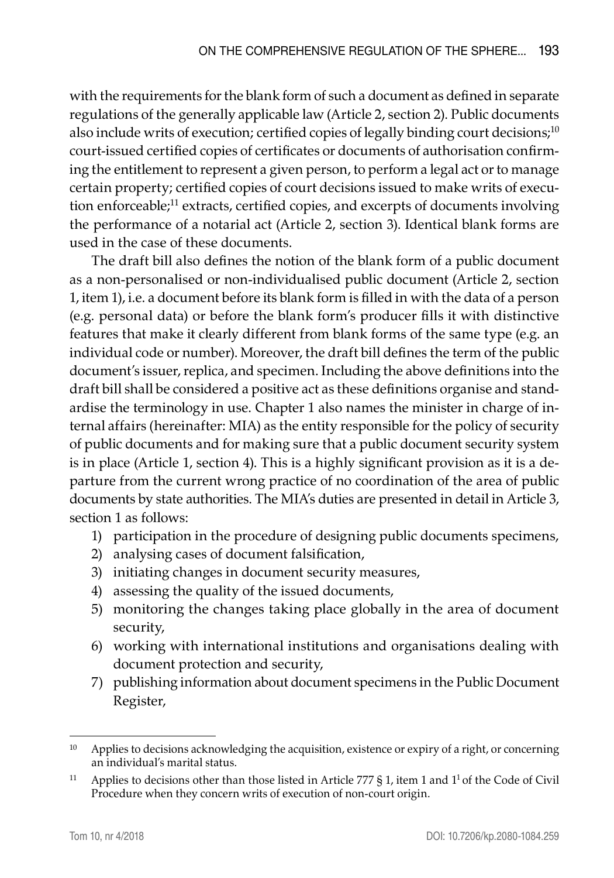with the requirements for the blank form of such a document as defined in separate regulations of the generally applicable law (Article 2, section 2). Public documents also include writs of execution; certified copies of legally binding court decisions;[10] court-issued certified copies of certificates or documents of authorisation confirming the entitlement to represent a given person, to perform a legal act or to manage certain property; certified copies of court decisions issued to make writs of execution enforceable;[11] extracts, certified copies, and excerpts of documents involving the performance of a notarial act (Article 2, section 3). Identical blank forms are used in the case of these documents.

The draft bill also defines the notion of the blank form of a public document as a non-personalised or non-individualised public document (Article 2, section 1, item 1), i.e. a document before its blank form is filled in with the data of a person (e.g. personal data) or before the blank form's producer fills it with distinctive features that make it clearly different from blank forms of the same type (e.g. an individual code or number). Moreover, the draft bill defines the term of the public document's issuer, replica, and specimen. Including the above definitions into the draft bill shall be considered a positive act as these definitions organise and standardise the terminology in use. Chapter 1 also names the minister in charge of internal affairs (hereinafter: MIA) as the entity responsible for the policy of security of public documents and for making sure that a public document security system is in place (Article 1, section 4). This is a highly significant provision as it is a departure from the current wrong practice of no coordination of the area of public documents by state authorities. The MIA's duties are presented in detail in Article 3, section 1 as follows:

1) participation in the procedure of designing public documents specimens,
2) analysing cases of document falsification,
3) initiating changes in document security measures,
4) assessing the quality of the issued documents,
5) monitoring the changes taking place globally in the area of document security,
6) working with international institutions and organisations dealing with document protection and security,
7) publishing information about document specimens in the Public Document Register,

---

[10] Applies to decisions acknowledging the acquisition, existence or expiry of a right, or concerning an individual's marital status.

[11] Applies to decisions other than those listed in Article 777 § 1, item 1 and 1[1] of the Code of Civil Procedure when they concern writs of execution of non-court origin.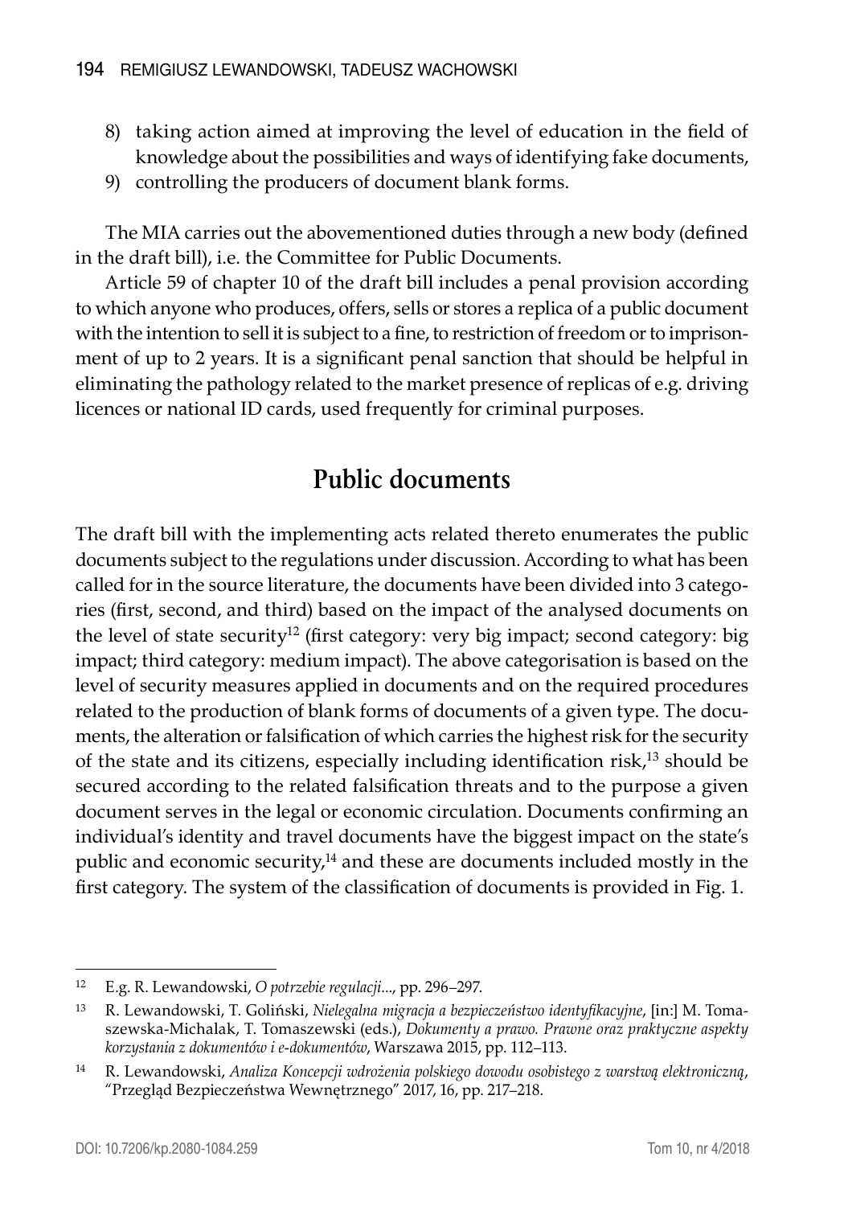8) taking action aimed at improving the level of education in the field of knowledge about the possibilities and ways of identifying fake documents,
9) controlling the producers of document blank forms.

The MIA carries out the abovementioned duties through a new body (defined in the draft bill), i.e. the Committee for Public Documents.

Article 59 of chapter 10 of the draft bill includes a penal provision according to which anyone who produces, offers, sells or stores a replica of a public document with the intention to sell it is subject to a fine, to restriction of freedom or to imprisonment of up to 2 years. It is a significant penal sanction that should be helpful in eliminating the pathology related to the market presence of replicas of e.g. driving licences or national ID cards, used frequently for criminal purposes.

## Public documents

The draft bill with the implementing acts related thereto enumerates the public documents subject to the regulations under discussion. According to what has been called for in the source literature, the documents have been divided into 3 categories (first, second, and third) based on the impact of the analysed documents on the level of state security[12] (first category: very big impact; second category: big impact; third category: medium impact). The above categorisation is based on the level of security measures applied in documents and on the required procedures related to the production of blank forms of documents of a given type. The documents, the alteration or falsification of which carries the highest risk for the security of the state and its citizens, especially including identification risk,[13] should be secured according to the related falsification threats and to the purpose a given document serves in the legal or economic circulation. Documents confirming an individual's identity and travel documents have the biggest impact on the state's public and economic security,[14] and these are documents included mostly in the first category. The system of the classification of documents is provided in Fig. 1.

---

[12] E.g. R. Lewandowski, *O potrzebie regulacji...*, pp. 296–297.

[13] R. Lewandowski, T. Goliński, *Nielegalna migracja a bezpieczeństwo identyfikacyjne*, [in:] M. Tomaszewska-Michalak, T. Tomaszewski (eds.), *Dokumenty a prawo. Prawne oraz praktyczne aspekty korzystania z dokumentów i e-dokumentów*, Warszawa 2015, pp. 112–113.

[14] R. Lewandowski, *Analiza Koncepcji wdrożenia polskiego dowodu osobistego z warstwą elektroniczną*, "Przegląd Bezpieczeństwa Wewnętrznego" 2017, 16, pp. 217–218.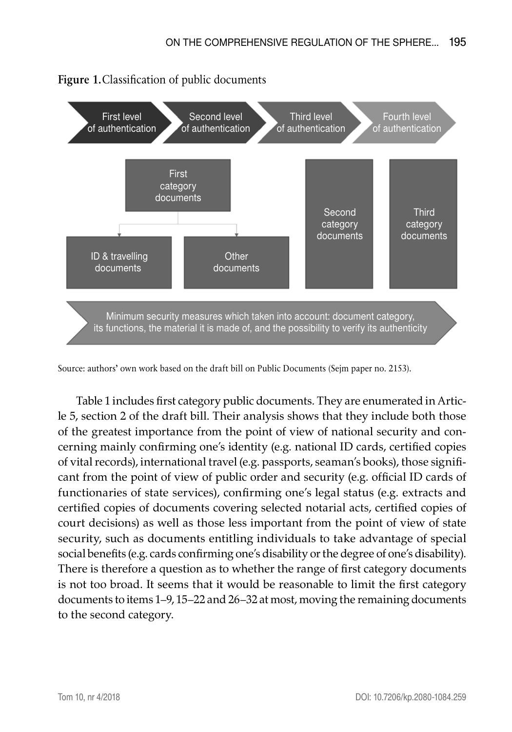**Figure 1.** Classification of public documents

First level of authentication → Second level of authentication → Third level of authentication → Fourth level of authentication

First category documents
- ID & travelling documents
- Other documents

Second category documents

Third category documents

Minimum security measures which taken into account: document category, its functions, the material it is made of, and the possibility to verify its authenticity

Source: authors' own work based on the draft bill on Public Documents (Sejm paper no. 2153).

Table 1 includes first category public documents. They are enumerated in Article 5, section 2 of the draft bill. Their analysis shows that they include both those of the greatest importance from the point of view of national security and concerning mainly confirming one's identity (e.g. national ID cards, certified copies of vital records), international travel (e.g. passports, seaman's books), those significant from the point of view of public order and security (e.g. official ID cards of functionaries of state services), confirming one's legal status (e.g. extracts and certified copies of documents covering selected notarial acts, certified copies of court decisions) as well as those less important from the point of view of state security, such as documents entitling individuals to take advantage of special social benefits (e.g. cards confirming one's disability or the degree of one's disability). There is therefore a question as to whether the range of first category documents is not too broad. It seems that it would be reasonable to limit the first category documents to items 1–9, 15–22 and 26–32 at most, moving the remaining documents to the second category.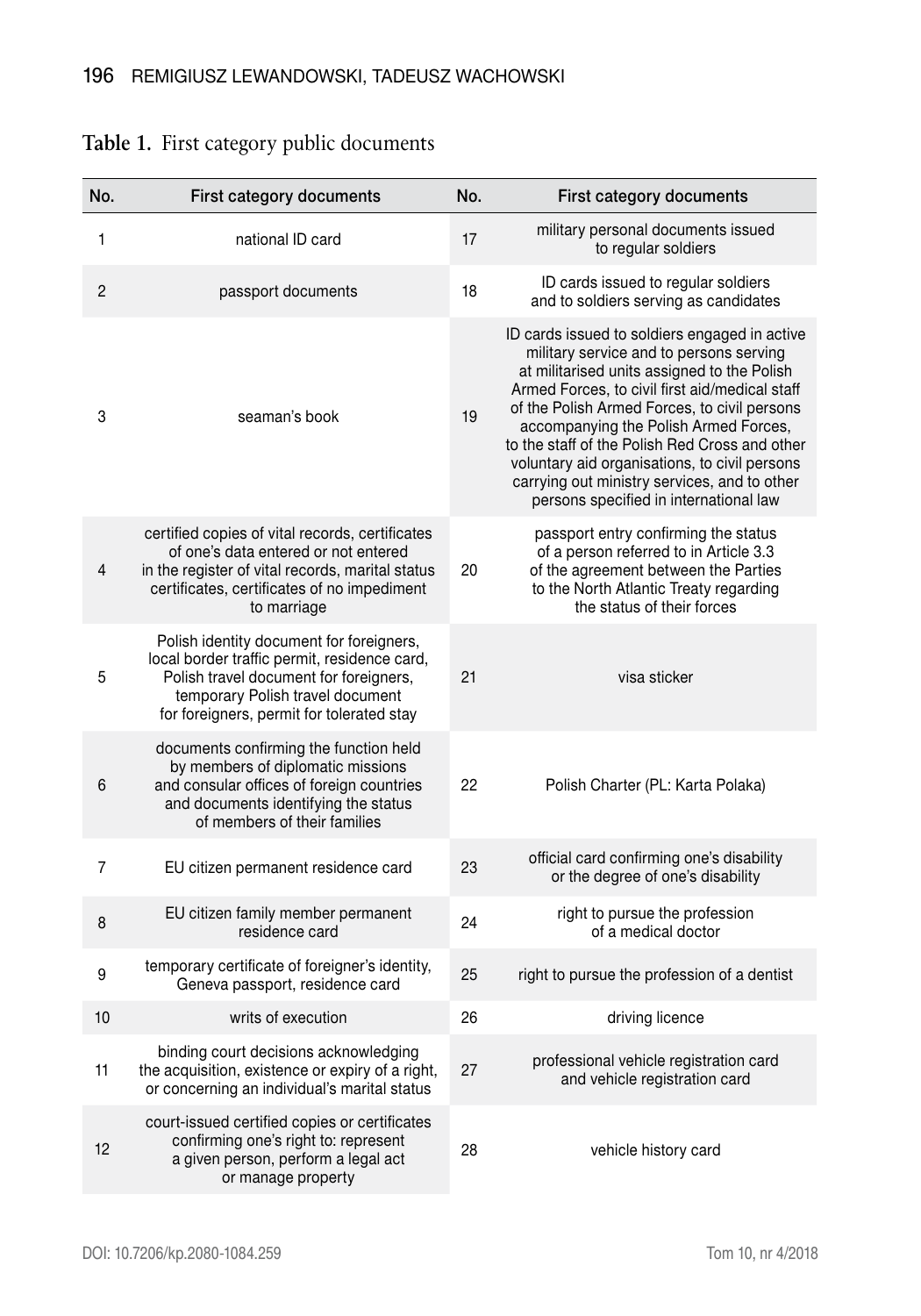**Table 1.** First category public documents

| No. | First category documents | No. | First category documents |
|---|---|---|---|
| 1 | national ID card | 17 | military personal documents issued to regular soldiers |
| 2 | passport documents | 18 | ID cards issued to regular soldiers and to soldiers serving as candidates |
| 3 | seaman's book | 19 | ID cards issued to soldiers engaged in active military service and to persons serving at militarised units assigned to the Polish Armed Forces, to civil first aid/medical staff of the Polish Armed Forces, to civil persons accompanying the Polish Armed Forces, to the staff of the Polish Red Cross and other voluntary aid organisations, to civil persons carrying out ministry services, and to other persons specified in international law |
| 4 | certified copies of vital records, certificates of one's data entered or not entered in the register of vital records, marital status certificates, certificates of no impediment to marriage | 20 | passport entry confirming the status of a person referred to in Article 3.3 of the agreement between the Parties to the North Atlantic Treaty regarding the status of their forces |
| 5 | Polish identity document for foreigners, local border traffic permit, residence card, Polish travel document for foreigners, temporary Polish travel document for foreigners, permit for tolerated stay | 21 | visa sticker |
| 6 | documents confirming the function held by members of diplomatic missions and consular offices of foreign countries and documents identifying the status of members of their families | 22 | Polish Charter (PL: Karta Polaka) |
| 7 | EU citizen permanent residence card | 23 | official card confirming one's disability or the degree of one's disability |
| 8 | EU citizen family member permanent residence card | 24 | right to pursue the profession of a medical doctor |
| 9 | temporary certificate of foreigner's identity, Geneva passport, residence card | 25 | right to pursue the profession of a dentist |
| 10 | writs of execution | 26 | driving licence |
| 11 | binding court decisions acknowledging the acquisition, existence or expiry of a right, or concerning an individual's marital status | 27 | professional vehicle registration card and vehicle registration card |
| 12 | court-issued certified copies or certificates confirming one's right to: represent a given person, perform a legal act or manage property | 28 | vehicle history card |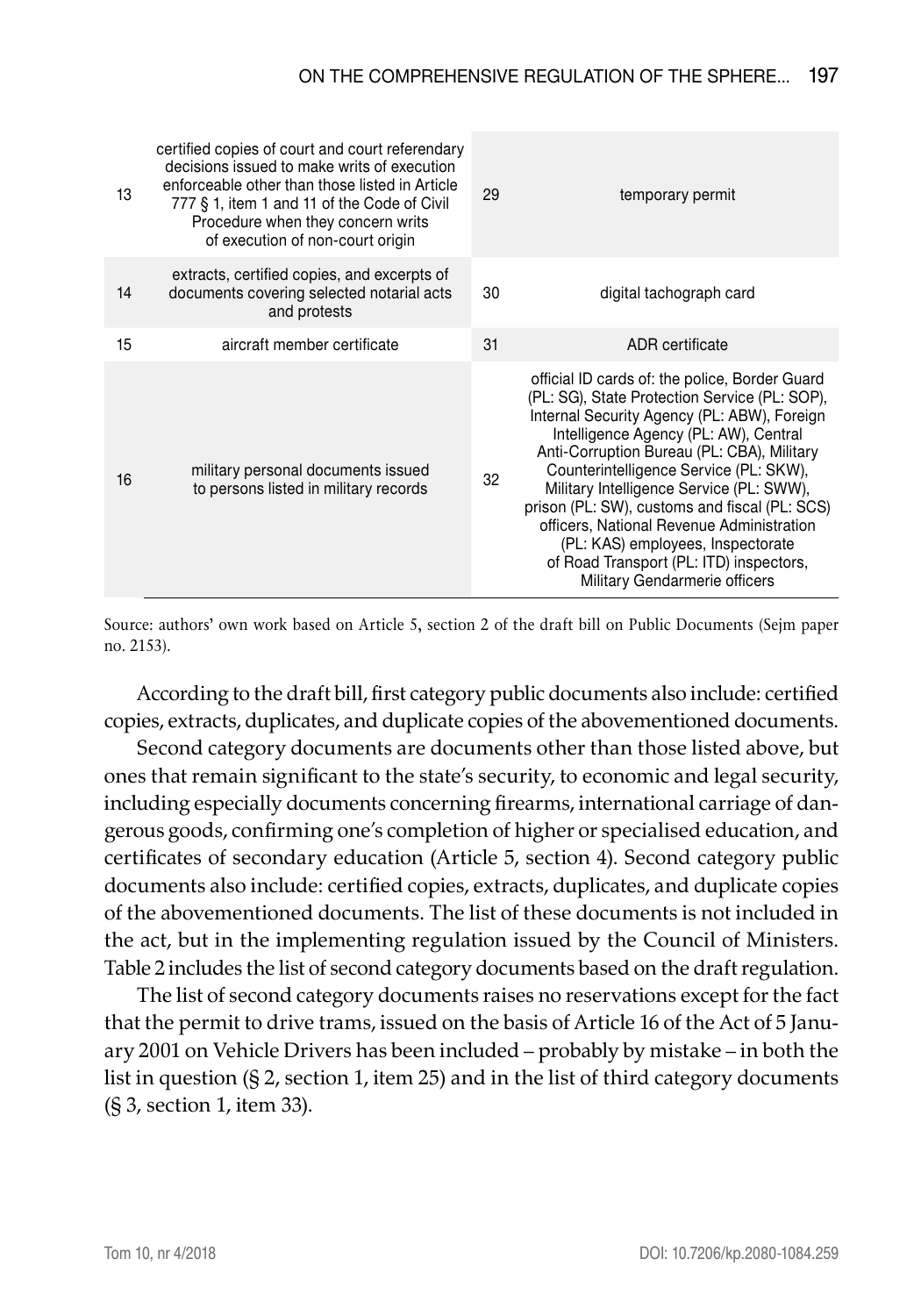| | | | |
|---|---|---|---|
| 13 | certified copies of court and court referendary decisions issued to make writs of execution enforceable other than those listed in Article 777 § 1, item 1 and 11 of the Code of Civil Procedure when they concern writs of execution of non-court origin | 29 | temporary permit |
| 14 | extracts, certified copies, and excerpts of documents covering selected notarial acts and protests | 30 | digital tachograph card |
| 15 | aircraft member certificate | 31 | ADR certificate |
| 16 | military personal documents issued to persons listed in military records | 32 | official ID cards of: the police, Border Guard (PL: SG), State Protection Service (PL: SOP), Internal Security Agency (PL: ABW), Foreign Intelligence Agency (PL: AW), Central Anti-Corruption Bureau (PL: CBA), Military Counterintelligence Service (PL: SKW), Military Intelligence Service (PL: SWW), prison (PL: SW), customs and fiscal (PL: SCS) officers, National Revenue Administration (PL: KAS) employees, Inspectorate of Road Transport (PL: ITD) inspectors, Military Gendarmerie officers |

Source: authors' own work based on Article 5, section 2 of the draft bill on Public Documents (Sejm paper no. 2153).

According to the draft bill, first category public documents also include: certified copies, extracts, duplicates, and duplicate copies of the abovementioned documents.

Second category documents are documents other than those listed above, but ones that remain significant to the state's security, to economic and legal security, including especially documents concerning firearms, international carriage of dangerous goods, confirming one's completion of higher or specialised education, and certificates of secondary education (Article 5, section 4). Second category public documents also include: certified copies, extracts, duplicates, and duplicate copies of the abovementioned documents. The list of these documents is not included in the act, but in the implementing regulation issued by the Council of Ministers. Table 2 includes the list of second category documents based on the draft regulation.

The list of second category documents raises no reservations except for the fact that the permit to drive trams, issued on the basis of Article 16 of the Act of 5 January 2001 on Vehicle Drivers has been included – probably by mistake – in both the list in question (§ 2, section 1, item 25) and in the list of third category documents (§ 3, section 1, item 33).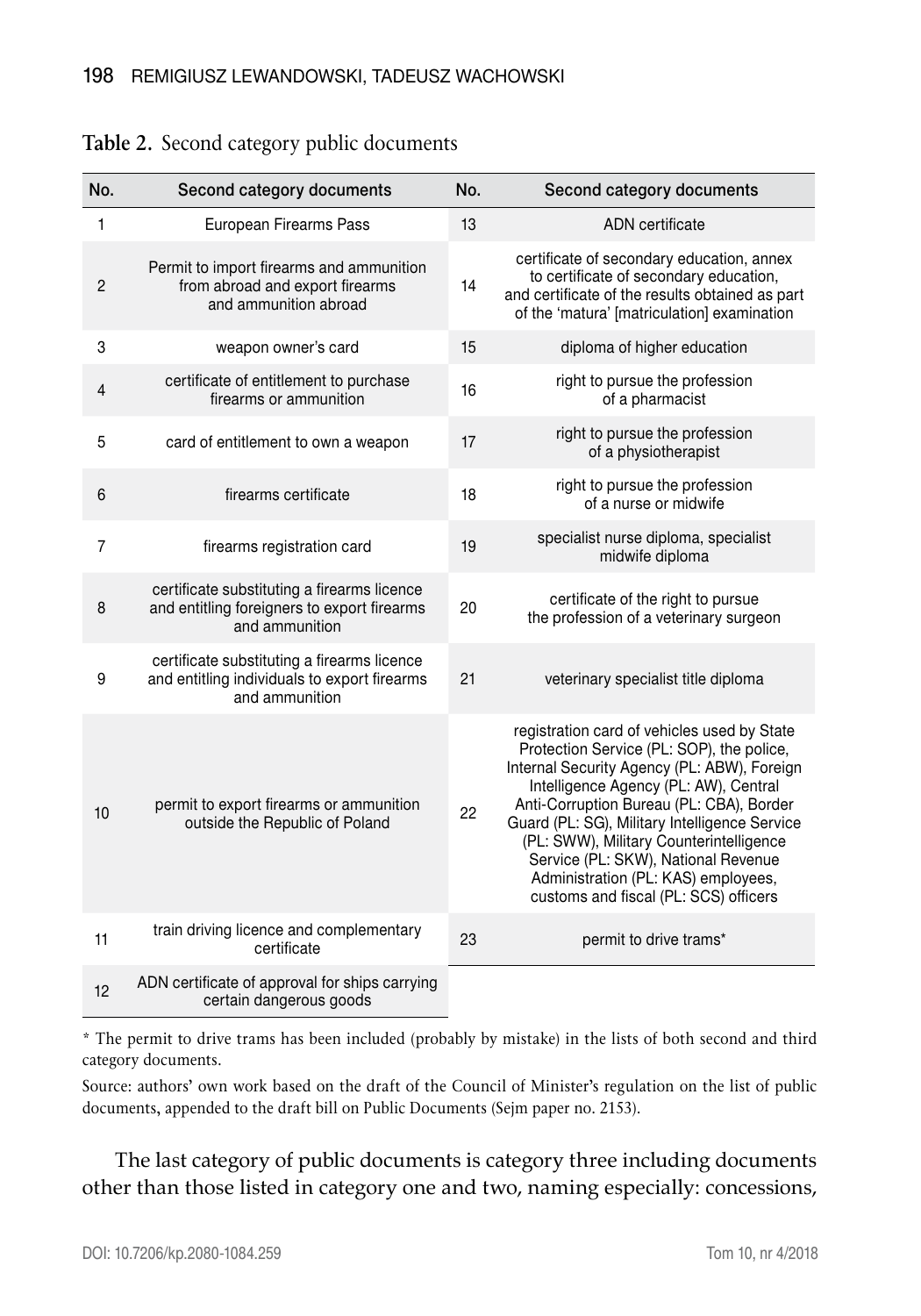**Table 2.** Second category public documents

| No. | Second category documents | No. | Second category documents |
|---|---|---|---|
| 1 | European Firearms Pass | 13 | ADN certificate |
| 2 | Permit to import firearms and ammunition from abroad and export firearms and ammunition abroad | 14 | certificate of secondary education, annex to certificate of secondary education, and certificate of the results obtained as part of the 'matura' [matriculation] examination |
| 3 | weapon owner's card | 15 | diploma of higher education |
| 4 | certificate of entitlement to purchase firearms or ammunition | 16 | right to pursue the profession of a pharmacist |
| 5 | card of entitlement to own a weapon | 17 | right to pursue the profession of a physiotherapist |
| 6 | firearms certificate | 18 | right to pursue the profession of a nurse or midwife |
| 7 | firearms registration card | 19 | specialist nurse diploma, specialist midwife diploma |
| 8 | certificate substituting a firearms licence and entitling foreigners to export firearms and ammunition | 20 | certificate of the right to pursue the profession of a veterinary surgeon |
| 9 | certificate substituting a firearms licence and entitling individuals to export firearms and ammunition | 21 | veterinary specialist title diploma |
| 10 | permit to export firearms or ammunition outside the Republic of Poland | 22 | registration card of vehicles used by State Protection Service (PL: SOP), the police, Internal Security Agency (PL: ABW), Foreign Intelligence Agency (PL: AW), Central Anti-Corruption Bureau (PL: CBA), Border Guard (PL: SG), Military Intelligence Service (PL: SWW), Military Counterintelligence Service (PL: SKW), National Revenue Administration (PL: KAS) employees, customs and fiscal (PL: SCS) officers |
| 11 | train driving licence and complementary certificate | 23 | permit to drive trams* |
| 12 | ADN certificate of approval for ships carrying certain dangerous goods | | |

* The permit to drive trams has been included (probably by mistake) in the lists of both second and third category documents.

Source: authors' own work based on the draft of the Council of Minister's regulation on the list of public documents, appended to the draft bill on Public Documents (Sejm paper no. 2153).

The last category of public documents is category three including documents other than those listed in category one and two, naming especially: concessions,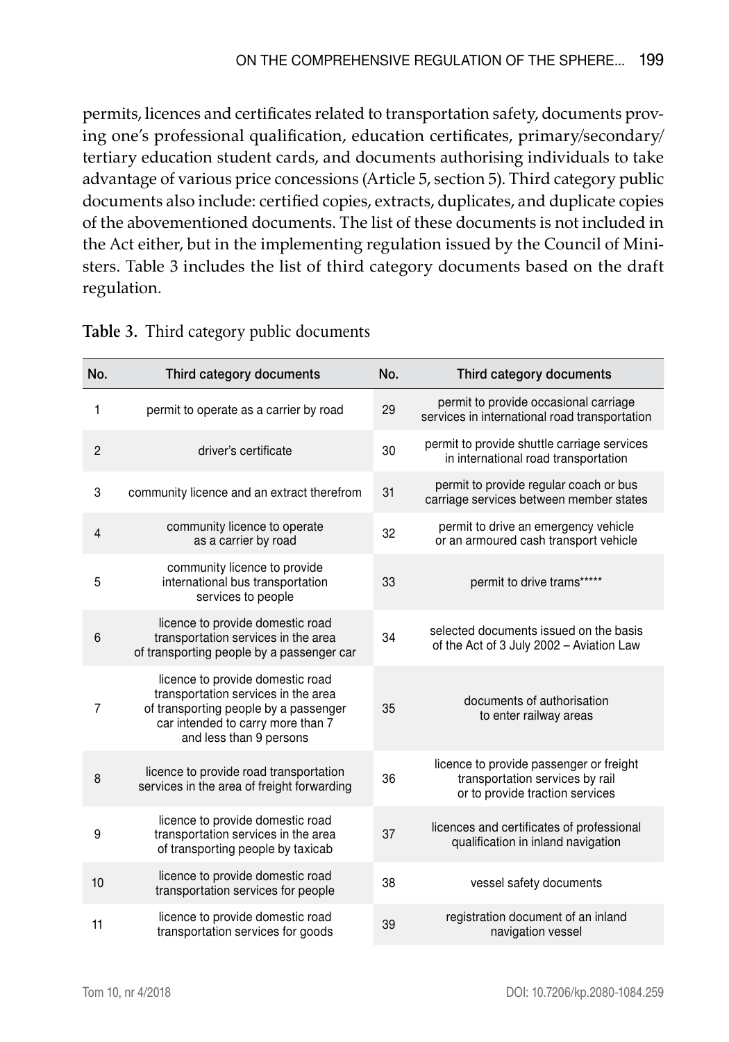permits, licences and certificates related to transportation safety, documents proving one's professional qualification, education certificates, primary/secondary/tertiary education student cards, and documents authorising individuals to take advantage of various price concessions (Article 5, section 5). Third category public documents also include: certified copies, extracts, duplicates, and duplicate copies of the abovementioned documents. The list of these documents is not included in the Act either, but in the implementing regulation issued by the Council of Ministers. Table 3 includes the list of third category documents based on the draft regulation.

**Table 3.** Third category public documents

| No. | Third category documents | No. | Third category documents |
|---|---|---|---|
| 1 | permit to operate as a carrier by road | 29 | permit to provide occasional carriage services in international road transportation |
| 2 | driver's certificate | 30 | permit to provide shuttle carriage services in international road transportation |
| 3 | community licence and an extract therefrom | 31 | permit to provide regular coach or bus carriage services between member states |
| 4 | community licence to operate as a carrier by road | 32 | permit to drive an emergency vehicle or an armoured cash transport vehicle |
| 5 | community licence to provide international bus transportation services to people | 33 | permit to drive trams***** |
| 6 | licence to provide domestic road transportation services in the area of transporting people by a passenger car | 34 | selected documents issued on the basis of the Act of 3 July 2002 – Aviation Law |
| 7 | licence to provide domestic road transportation services in the area of transporting people by a passenger car intended to carry more than 7 and less than 9 persons | 35 | documents of authorisation to enter railway areas |
| 8 | licence to provide road transportation services in the area of freight forwarding | 36 | licence to provide passenger or freight transportation services by rail or to provide traction services |
| 9 | licence to provide domestic road transportation services in the area of transporting people by taxicab | 37 | licences and certificates of professional qualification in inland navigation |
| 10 | licence to provide domestic road transportation services for people | 38 | vessel safety documents |
| 11 | licence to provide domestic road transportation services for goods | 39 | registration document of an inland navigation vessel |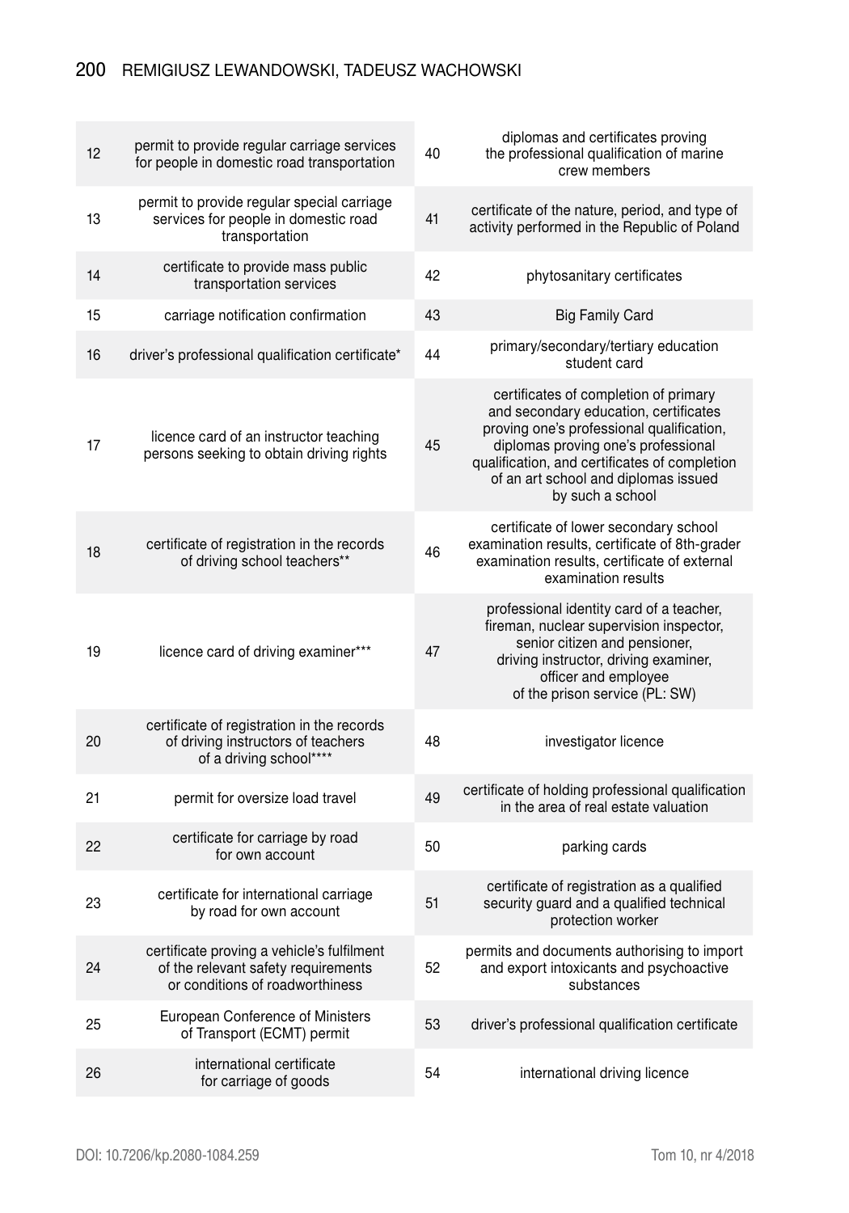| | | | |
|---|---|---|---|
| 12 | permit to provide regular carriage services for people in domestic road transportation | 40 | diplomas and certificates proving the professional qualification of marine crew members |
| 13 | permit to provide regular special carriage services for people in domestic road transportation | 41 | certificate of the nature, period, and type of activity performed in the Republic of Poland |
| 14 | certificate to provide mass public transportation services | 42 | phytosanitary certificates |
| 15 | carriage notification confirmation | 43 | Big Family Card |
| 16 | driver's professional qualification certificate* | 44 | primary/secondary/tertiary education student card |
| 17 | licence card of an instructor teaching persons seeking to obtain driving rights | 45 | certificates of completion of primary and secondary education, certificates proving one's professional qualification, diplomas proving one's professional qualification, and certificates of completion of an art school and diplomas issued by such a school |
| 18 | certificate of registration in the records of driving school teachers** | 46 | certificate of lower secondary school examination results, certificate of 8th-grader examination results, certificate of external examination results |
| 19 | licence card of driving examiner*** | 47 | professional identity card of a teacher, fireman, nuclear supervision inspector, senior citizen and pensioner, driving instructor, driving examiner, officer and employee of the prison service (PL: SW) |
| 20 | certificate of registration in the records of driving instructors of teachers of a driving school**** | 48 | investigator licence |
| 21 | permit for oversize load travel | 49 | certificate of holding professional qualification in the area of real estate valuation |
| 22 | certificate for carriage by road for own account | 50 | parking cards |
| 23 | certificate for international carriage by road for own account | 51 | certificate of registration as a qualified security guard and a qualified technical protection worker |
| 24 | certificate proving a vehicle's fulfilment of the relevant safety requirements or conditions of roadworthiness | 52 | permits and documents authorising to import and export intoxicants and psychoactive substances |
| 25 | European Conference of Ministers of Transport (ECMT) permit | 53 | driver's professional qualification certificate |
| 26 | international certificate for carriage of goods | 54 | international driving licence |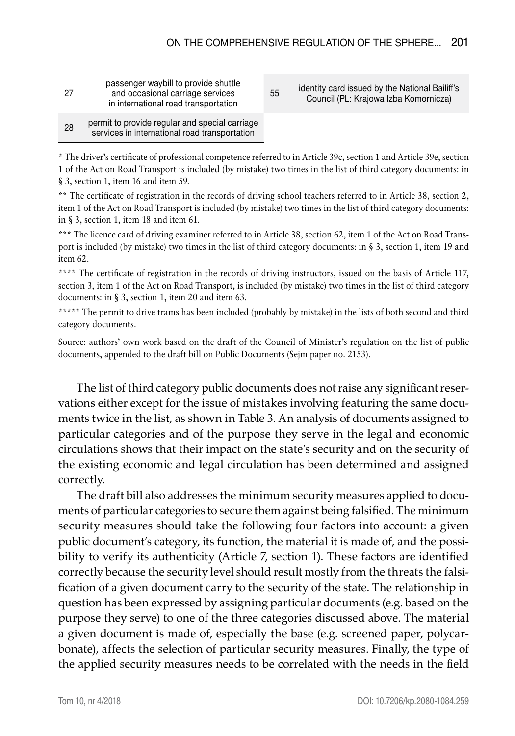| | | | |
|---|---|---|---|
| 27 | passenger waybill to provide shuttle and occasional carriage services in international road transportation | 55 | identity card issued by the National Bailiff's Council (PL: Krajowa Izba Komornicza) |
| 28 | permit to provide regular and special carriage services in international road transportation | | |

\* The driver's certificate of professional competence referred to in Article 39c, section 1 and Article 39e, section 1 of the Act on Road Transport is included (by mistake) two times in the list of third category documents: in § 3, section 1, item 16 and item 59.

\** The certificate of registration in the records of driving school teachers referred to in Article 38, section 2, item 1 of the Act on Road Transport is included (by mistake) two times in the list of third category documents: in § 3, section 1, item 18 and item 61.

\*** The licence card of driving examiner referred to in Article 38, section 62, item 1 of the Act on Road Transport is included (by mistake) two times in the list of third category documents: in § 3, section 1, item 19 and item 62.

\**** The certificate of registration in the records of driving instructors, issued on the basis of Article 117, section 3, item 1 of the Act on Road Transport, is included (by mistake) two times in the list of third category documents: in § 3, section 1, item 20 and item 63.

\***** The permit to drive trams has been included (probably by mistake) in the lists of both second and third category documents.

Source: authors' own work based on the draft of the Council of Minister's regulation on the list of public documents, appended to the draft bill on Public Documents (Sejm paper no. 2153).

The list of third category public documents does not raise any significant reservations either except for the issue of mistakes involving featuring the same documents twice in the list, as shown in Table 3. An analysis of documents assigned to particular categories and of the purpose they serve in the legal and economic circulations shows that their impact on the state's security and on the security of the existing economic and legal circulation has been determined and assigned correctly.

The draft bill also addresses the minimum security measures applied to documents of particular categories to secure them against being falsified. The minimum security measures should take the following four factors into account: a given public document's category, its function, the material it is made of, and the possibility to verify its authenticity (Article 7, section 1). These factors are identified correctly because the security level should result mostly from the threats the falsification of a given document carry to the security of the state. The relationship in question has been expressed by assigning particular documents (e.g. based on the purpose they serve) to one of the three categories discussed above. The material a given document is made of, especially the base (e.g. screened paper, polycarbonate), affects the selection of particular security measures. Finally, the type of the applied security measures needs to be correlated with the needs in the field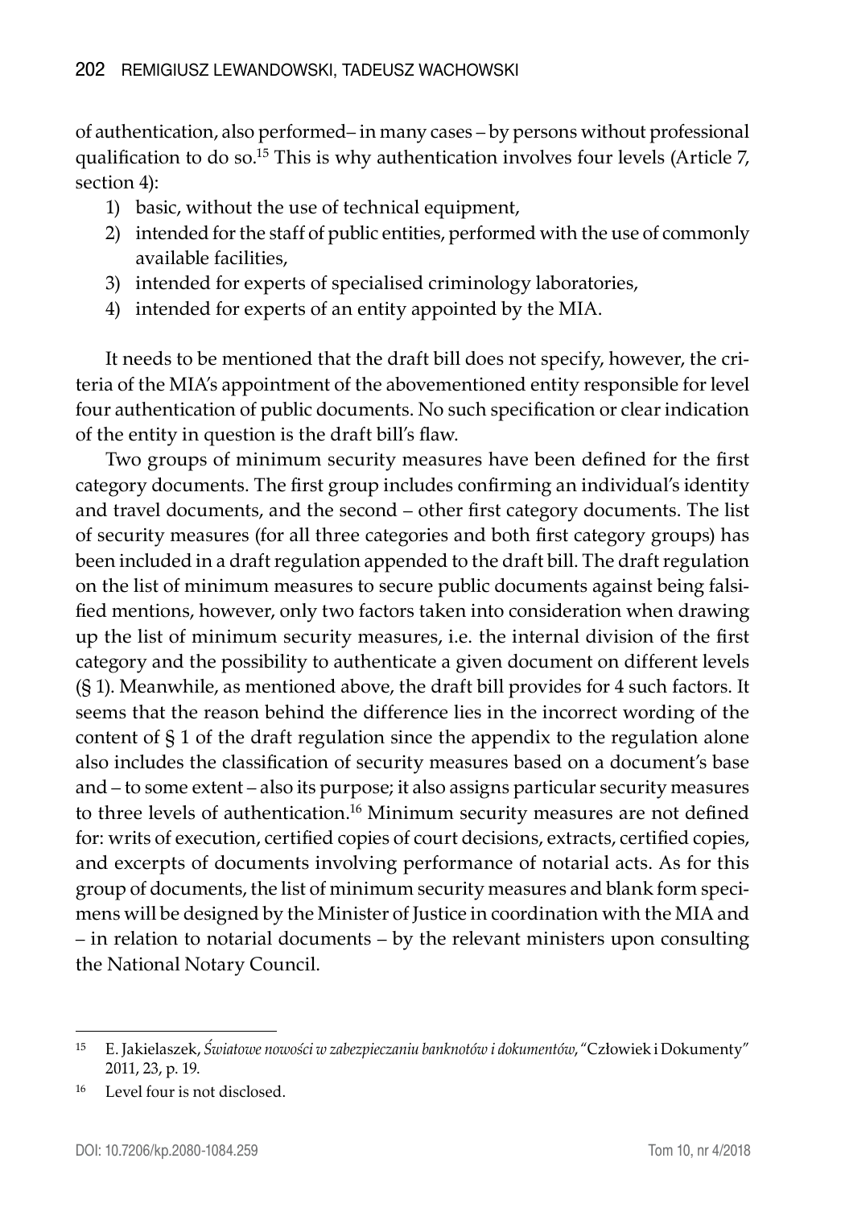of authentication, also performed– in many cases – by persons without professional qualification to do so.[15] This is why authentication involves four levels (Article 7, section 4):

1) basic, without the use of technical equipment,
2) intended for the staff of public entities, performed with the use of commonly available facilities,
3) intended for experts of specialised criminology laboratories,
4) intended for experts of an entity appointed by the MIA.

It needs to be mentioned that the draft bill does not specify, however, the criteria of the MIA's appointment of the abovementioned entity responsible for level four authentication of public documents. No such specification or clear indication of the entity in question is the draft bill's flaw.

Two groups of minimum security measures have been defined for the first category documents. The first group includes confirming an individual's identity and travel documents, and the second – other first category documents. The list of security measures (for all three categories and both first category groups) has been included in a draft regulation appended to the draft bill. The draft regulation on the list of minimum measures to secure public documents against being falsified mentions, however, only two factors taken into consideration when drawing up the list of minimum security measures, i.e. the internal division of the first category and the possibility to authenticate a given document on different levels (§ 1). Meanwhile, as mentioned above, the draft bill provides for 4 such factors. It seems that the reason behind the difference lies in the incorrect wording of the content of § 1 of the draft regulation since the appendix to the regulation alone also includes the classification of security measures based on a document's base and – to some extent – also its purpose; it also assigns particular security measures to three levels of authentication.[16] Minimum security measures are not defined for: writs of execution, certified copies of court decisions, extracts, certified copies, and excerpts of documents involving performance of notarial acts. As for this group of documents, the list of minimum security measures and blank form specimens will be designed by the Minister of Justice in coordination with the MIA and – in relation to notarial documents – by the relevant ministers upon consulting the National Notary Council.

---

[15] E. Jakielaszek, *Światowe nowości w zabezpieczaniu banknotów i dokumentów*, "Człowiek i Dokumenty" 2011, 23, p. 19.

[16] Level four is not disclosed.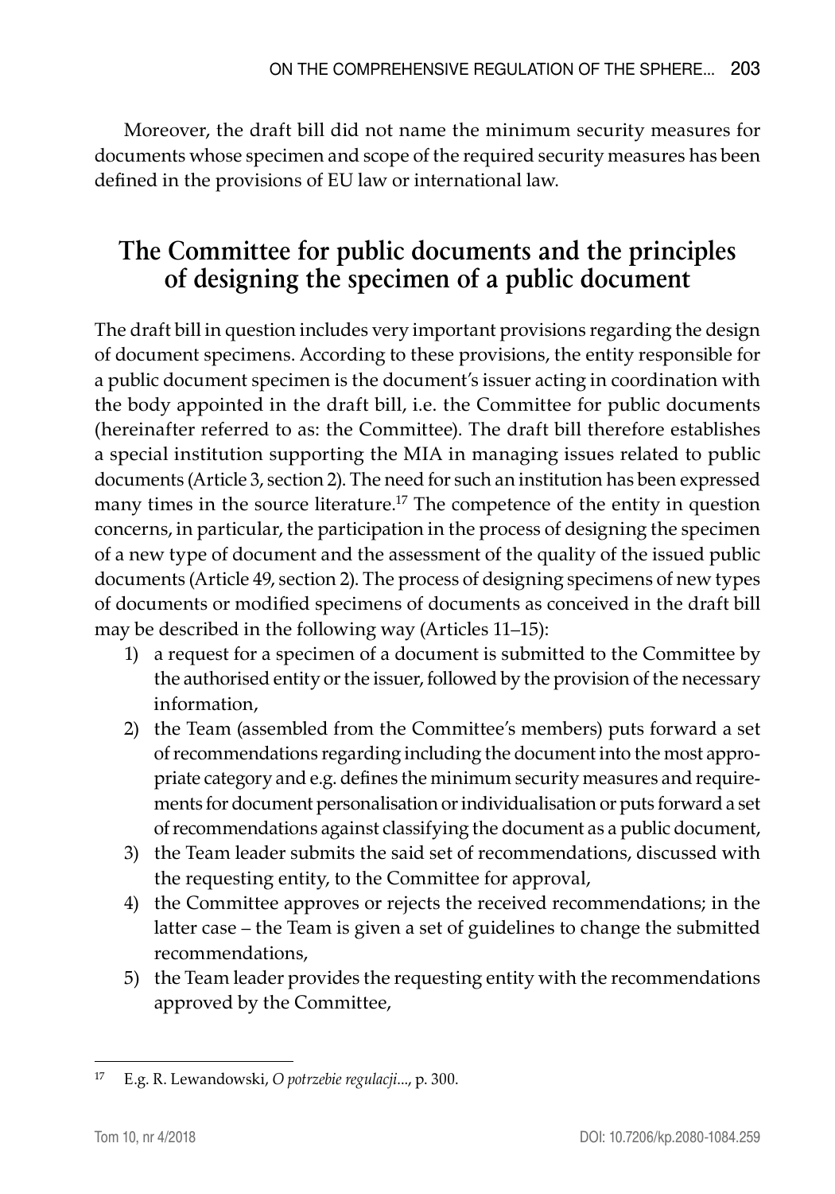Moreover, the draft bill did not name the minimum security measures for documents whose specimen and scope of the required security measures has been defined in the provisions of EU law or international law.

## The Committee for public documents and the principles of designing the specimen of a public document

The draft bill in question includes very important provisions regarding the design of document specimens. According to these provisions, the entity responsible for a public document specimen is the document's issuer acting in coordination with the body appointed in the draft bill, i.e. the Committee for public documents (hereinafter referred to as: the Committee). The draft bill therefore establishes a special institution supporting the MIA in managing issues related to public documents (Article 3, section 2). The need for such an institution has been expressed many times in the source literature.[17] The competence of the entity in question concerns, in particular, the participation in the process of designing the specimen of a new type of document and the assessment of the quality of the issued public documents (Article 49, section 2). The process of designing specimens of new types of documents or modified specimens of documents as conceived in the draft bill may be described in the following way (Articles 11–15):

1) a request for a specimen of a document is submitted to the Committee by the authorised entity or the issuer, followed by the provision of the necessary information,
2) the Team (assembled from the Committee's members) puts forward a set of recommendations regarding including the document into the most appropriate category and e.g. defines the minimum security measures and requirements for document personalisation or individualisation or puts forward a set of recommendations against classifying the document as a public document,
3) the Team leader submits the said set of recommendations, discussed with the requesting entity, to the Committee for approval,
4) the Committee approves or rejects the received recommendations; in the latter case – the Team is given a set of guidelines to change the submitted recommendations,
5) the Team leader provides the requesting entity with the recommendations approved by the Committee,

[17] E.g. R. Lewandowski, *O potrzebie regulacji...*, p. 300.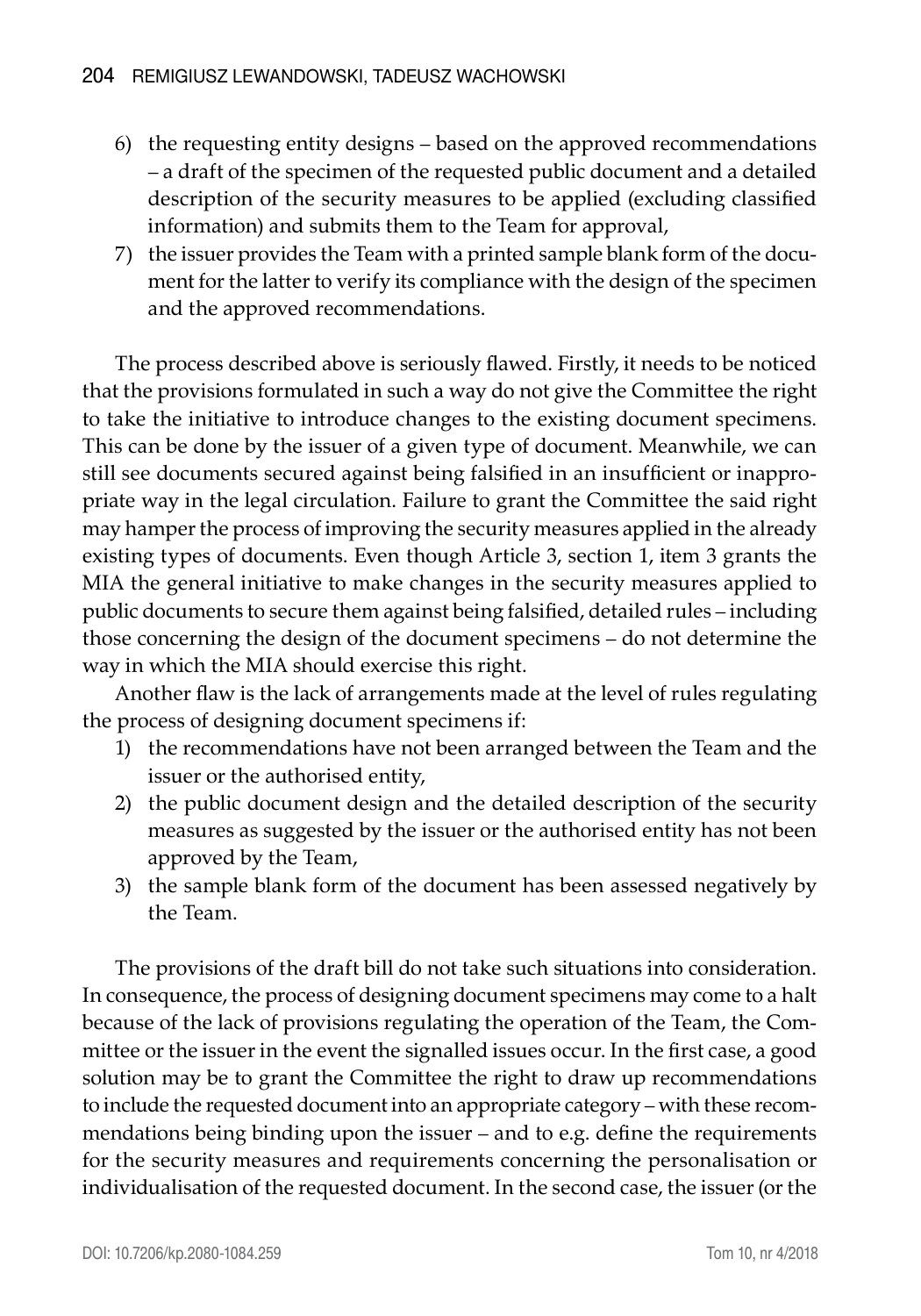6) the requesting entity designs – based on the approved recommendations – a draft of the specimen of the requested public document and a detailed description of the security measures to be applied (excluding classified information) and submits them to the Team for approval,
7) the issuer provides the Team with a printed sample blank form of the document for the latter to verify its compliance with the design of the specimen and the approved recommendations.

The process described above is seriously flawed. Firstly, it needs to be noticed that the provisions formulated in such a way do not give the Committee the right to take the initiative to introduce changes to the existing document specimens. This can be done by the issuer of a given type of document. Meanwhile, we can still see documents secured against being falsified in an insufficient or inappropriate way in the legal circulation. Failure to grant the Committee the said right may hamper the process of improving the security measures applied in the already existing types of documents. Even though Article 3, section 1, item 3 grants the MIA the general initiative to make changes in the security measures applied to public documents to secure them against being falsified, detailed rules – including those concerning the design of the document specimens – do not determine the way in which the MIA should exercise this right.

Another flaw is the lack of arrangements made at the level of rules regulating the process of designing document specimens if:

1) the recommendations have not been arranged between the Team and the issuer or the authorised entity,
2) the public document design and the detailed description of the security measures as suggested by the issuer or the authorised entity has not been approved by the Team,
3) the sample blank form of the document has been assessed negatively by the Team.

The provisions of the draft bill do not take such situations into consideration. In consequence, the process of designing document specimens may come to a halt because of the lack of provisions regulating the operation of the Team, the Committee or the issuer in the event the signalled issues occur. In the first case, a good solution may be to grant the Committee the right to draw up recommendations to include the requested document into an appropriate category – with these recommendations being binding upon the issuer – and to e.g. define the requirements for the security measures and requirements concerning the personalisation or individualisation of the requested document. In the second case, the issuer (or the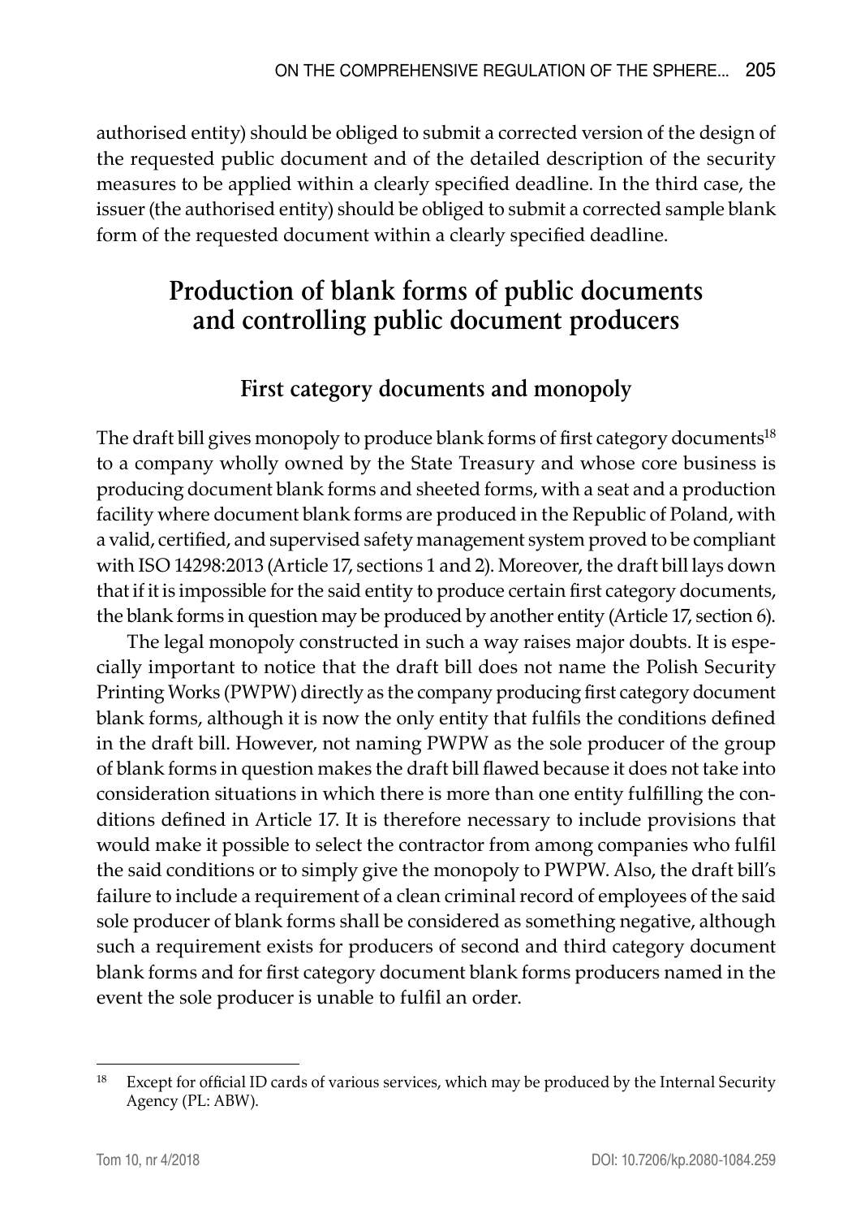authorised entity) should be obliged to submit a corrected version of the design of the requested public document and of the detailed description of the security measures to be applied within a clearly specified deadline. In the third case, the issuer (the authorised entity) should be obliged to submit a corrected sample blank form of the requested document within a clearly specified deadline.

## Production of blank forms of public documents and controlling public document producers

### First category documents and monopoly

The draft bill gives monopoly to produce blank forms of first category documents[18] to a company wholly owned by the State Treasury and whose core business is producing document blank forms and sheeted forms, with a seat and a production facility where document blank forms are produced in the Republic of Poland, with a valid, certified, and supervised safety management system proved to be compliant with ISO 14298:2013 (Article 17, sections 1 and 2). Moreover, the draft bill lays down that if it is impossible for the said entity to produce certain first category documents, the blank forms in question may be produced by another entity (Article 17, section 6).

The legal monopoly constructed in such a way raises major doubts. It is especially important to notice that the draft bill does not name the Polish Security Printing Works (PWPW) directly as the company producing first category document blank forms, although it is now the only entity that fulfils the conditions defined in the draft bill. However, not naming PWPW as the sole producer of the group of blank forms in question makes the draft bill flawed because it does not take into consideration situations in which there is more than one entity fulfilling the conditions defined in Article 17. It is therefore necessary to include provisions that would make it possible to select the contractor from among companies who fulfil the said conditions or to simply give the monopoly to PWPW. Also, the draft bill's failure to include a requirement of a clean criminal record of employees of the said sole producer of blank forms shall be considered as something negative, although such a requirement exists for producers of second and third category document blank forms and for first category document blank forms producers named in the event the sole producer is unable to fulfil an order.

[18] Except for official ID cards of various services, which may be produced by the Internal Security Agency (PL: ABW).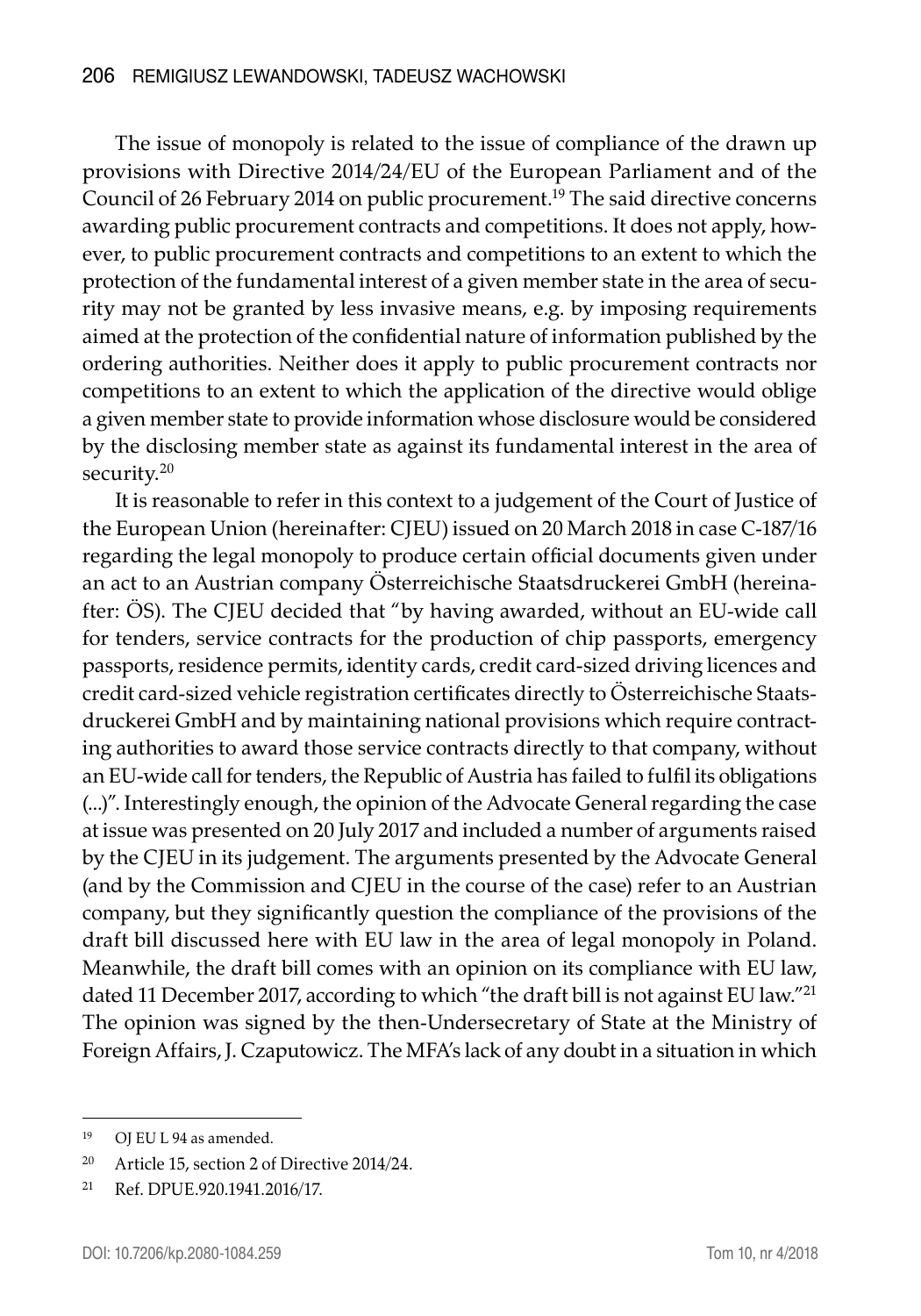The issue of monopoly is related to the issue of compliance of the drawn up provisions with Directive 2014/24/EU of the European Parliament and of the Council of 26 February 2014 on public procurement.[19] The said directive concerns awarding public procurement contracts and competitions. It does not apply, however, to public procurement contracts and competitions to an extent to which the protection of the fundamental interest of a given member state in the area of security may not be granted by less invasive means, e.g. by imposing requirements aimed at the protection of the confidential nature of information published by the ordering authorities. Neither does it apply to public procurement contracts nor competitions to an extent to which the application of the directive would oblige a given member state to provide information whose disclosure would be considered by the disclosing member state as against its fundamental interest in the area of security.[20]

It is reasonable to refer in this context to a judgement of the Court of Justice of the European Union (hereinafter: CJEU) issued on 20 March 2018 in case C-187/16 regarding the legal monopoly to produce certain official documents given under an act to an Austrian company Österreichische Staatsdruckerei GmbH (hereinafter: ÖS). The CJEU decided that "by having awarded, without an EU-wide call for tenders, service contracts for the production of chip passports, emergency passports, residence permits, identity cards, credit card-sized driving licences and credit card-sized vehicle registration certificates directly to Österreichische Staatsdruckerei GmbH and by maintaining national provisions which require contracting authorities to award those service contracts directly to that company, without an EU-wide call for tenders, the Republic of Austria has failed to fulfil its obligations (...)". Interestingly enough, the opinion of the Advocate General regarding the case at issue was presented on 20 July 2017 and included a number of arguments raised by the CJEU in its judgement. The arguments presented by the Advocate General (and by the Commission and CJEU in the course of the case) refer to an Austrian company, but they significantly question the compliance of the provisions of the draft bill discussed here with EU law in the area of legal monopoly in Poland. Meanwhile, the draft bill comes with an opinion on its compliance with EU law, dated 11 December 2017, according to which "the draft bill is not against EU law."[21] The opinion was signed by the then-Undersecretary of State at the Ministry of Foreign Affairs, J. Czaputowicz. The MFA's lack of any doubt in a situation in which

---

[19] OJ EU L 94 as amended.

[20] Article 15, section 2 of Directive 2014/24.

[21] Ref. DPUE.920.1941.2016/17.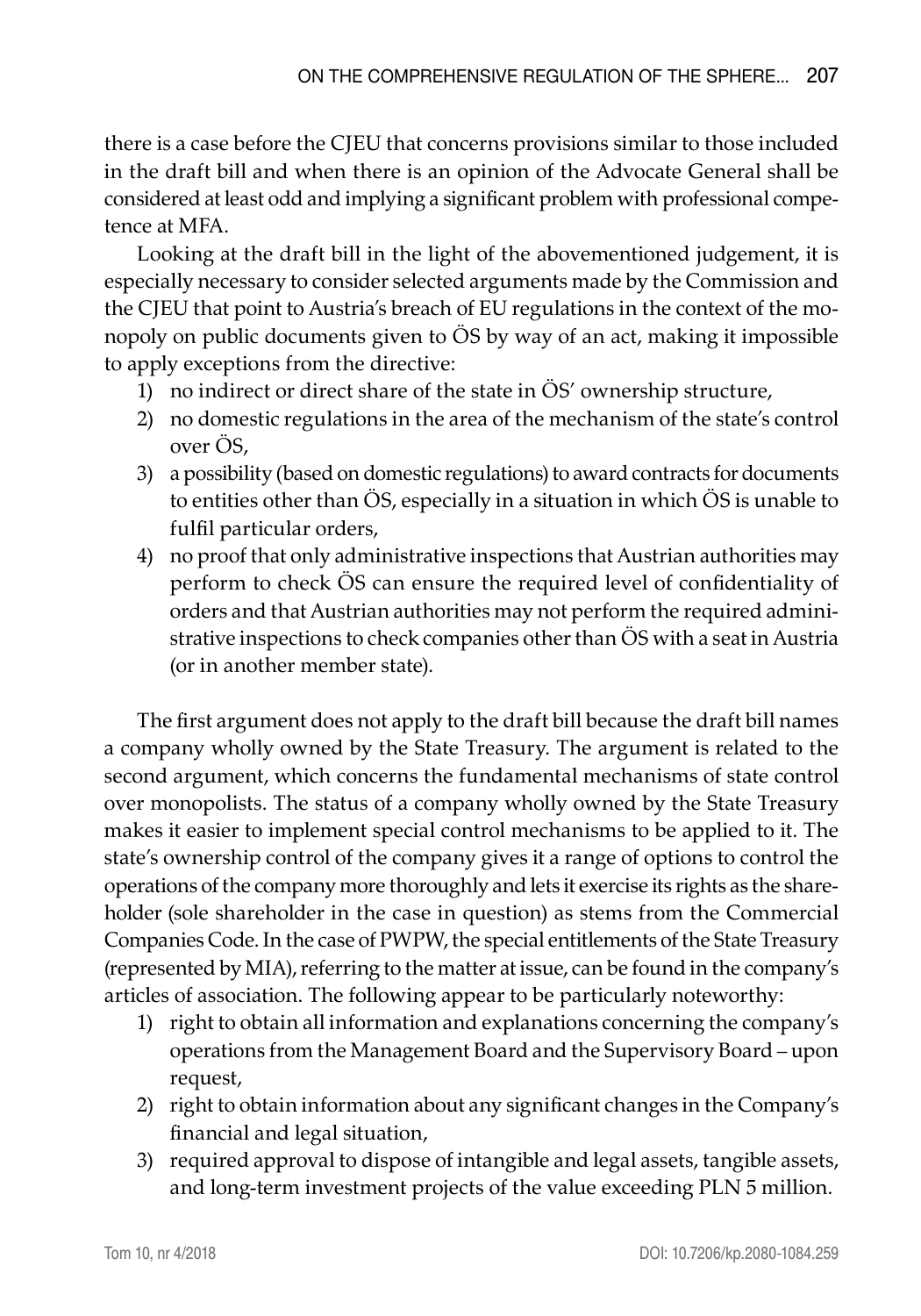there is a case before the CJEU that concerns provisions similar to those included in the draft bill and when there is an opinion of the Advocate General shall be considered at least odd and implying a significant problem with professional competence at MFA.

Looking at the draft bill in the light of the abovementioned judgement, it is especially necessary to consider selected arguments made by the Commission and the CJEU that point to Austria's breach of EU regulations in the context of the monopoly on public documents given to ÖS by way of an act, making it impossible to apply exceptions from the directive:

1) no indirect or direct share of the state in ÖS' ownership structure,
2) no domestic regulations in the area of the mechanism of the state's control over ÖS,
3) a possibility (based on domestic regulations) to award contracts for documents to entities other than ÖS, especially in a situation in which ÖS is unable to fulfil particular orders,
4) no proof that only administrative inspections that Austrian authorities may perform to check ÖS can ensure the required level of confidentiality of orders and that Austrian authorities may not perform the required administrative inspections to check companies other than ÖS with a seat in Austria (or in another member state).

The first argument does not apply to the draft bill because the draft bill names a company wholly owned by the State Treasury. The argument is related to the second argument, which concerns the fundamental mechanisms of state control over monopolists. The status of a company wholly owned by the State Treasury makes it easier to implement special control mechanisms to be applied to it. The state's ownership control of the company gives it a range of options to control the operations of the company more thoroughly and lets it exercise its rights as the shareholder (sole shareholder in the case in question) as stems from the Commercial Companies Code. In the case of PWPW, the special entitlements of the State Treasury (represented by MIA), referring to the matter at issue, can be found in the company's articles of association. The following appear to be particularly noteworthy:

1) right to obtain all information and explanations concerning the company's operations from the Management Board and the Supervisory Board – upon request,
2) right to obtain information about any significant changes in the Company's financial and legal situation,
3) required approval to dispose of intangible and legal assets, tangible assets, and long-term investment projects of the value exceeding PLN 5 million.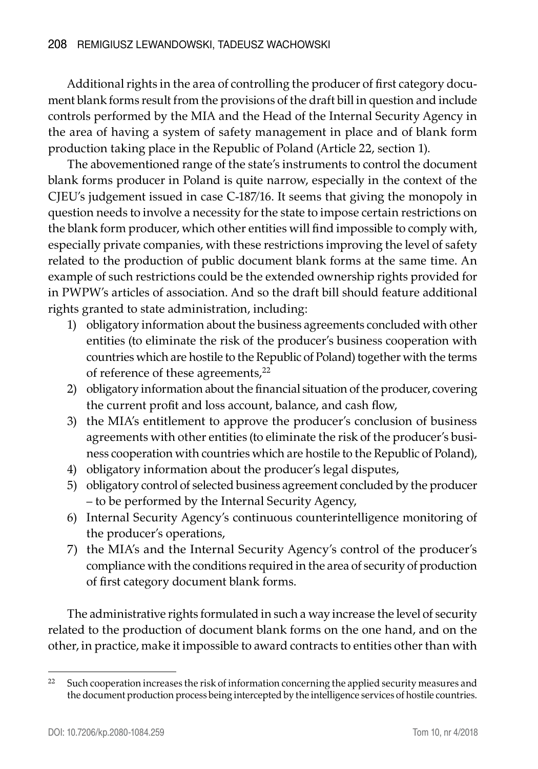Additional rights in the area of controlling the producer of first category document blank forms result from the provisions of the draft bill in question and include controls performed by the MIA and the Head of the Internal Security Agency in the area of having a system of safety management in place and of blank form production taking place in the Republic of Poland (Article 22, section 1).

The abovementioned range of the state's instruments to control the document blank forms producer in Poland is quite narrow, especially in the context of the CJEU's judgement issued in case C-187/16. It seems that giving the monopoly in question needs to involve a necessity for the state to impose certain restrictions on the blank form producer, which other entities will find impossible to comply with, especially private companies, with these restrictions improving the level of safety related to the production of public document blank forms at the same time. An example of such restrictions could be the extended ownership rights provided for in PWPW's articles of association. And so the draft bill should feature additional rights granted to state administration, including:

1) obligatory information about the business agreements concluded with other entities (to eliminate the risk of the producer's business cooperation with countries which are hostile to the Republic of Poland) together with the terms of reference of these agreements,[22]
2) obligatory information about the financial situation of the producer, covering the current profit and loss account, balance, and cash flow,
3) the MIA's entitlement to approve the producer's conclusion of business agreements with other entities (to eliminate the risk of the producer's business cooperation with countries which are hostile to the Republic of Poland),
4) obligatory information about the producer's legal disputes,
5) obligatory control of selected business agreement concluded by the producer – to be performed by the Internal Security Agency,
6) Internal Security Agency's continuous counterintelligence monitoring of the producer's operations,
7) the MIA's and the Internal Security Agency's control of the producer's compliance with the conditions required in the area of security of production of first category document blank forms.

The administrative rights formulated in such a way increase the level of security related to the production of document blank forms on the one hand, and on the other, in practice, make it impossible to award contracts to entities other than with

[22] Such cooperation increases the risk of information concerning the applied security measures and the document production process being intercepted by the intelligence services of hostile countries.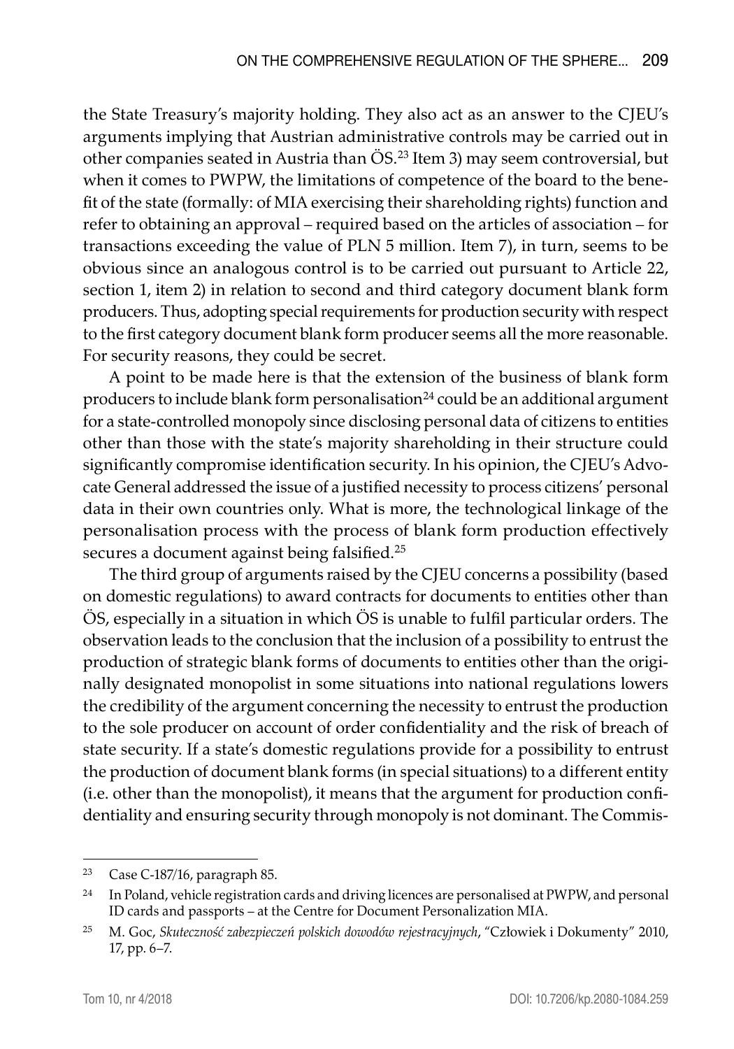the State Treasury's majority holding. They also act as an answer to the CJEU's arguments implying that Austrian administrative controls may be carried out in other companies seated in Austria than ÖS.[23] Item 3) may seem controversial, but when it comes to PWPW, the limitations of competence of the board to the benefit of the state (formally: of MIA exercising their shareholding rights) function and refer to obtaining an approval – required based on the articles of association – for transactions exceeding the value of PLN 5 million. Item 7), in turn, seems to be obvious since an analogous control is to be carried out pursuant to Article 22, section 1, item 2) in relation to second and third category document blank form producers. Thus, adopting special requirements for production security with respect to the first category document blank form producer seems all the more reasonable. For security reasons, they could be secret.

A point to be made here is that the extension of the business of blank form producers to include blank form personalisation[24] could be an additional argument for a state-controlled monopoly since disclosing personal data of citizens to entities other than those with the state's majority shareholding in their structure could significantly compromise identification security. In his opinion, the CJEU's Advocate General addressed the issue of a justified necessity to process citizens' personal data in their own countries only. What is more, the technological linkage of the personalisation process with the process of blank form production effectively secures a document against being falsified.[25]

The third group of arguments raised by the CJEU concerns a possibility (based on domestic regulations) to award contracts for documents to entities other than ÖS, especially in a situation in which ÖS is unable to fulfil particular orders. The observation leads to the conclusion that the inclusion of a possibility to entrust the production of strategic blank forms of documents to entities other than the originally designated monopolist in some situations into national regulations lowers the credibility of the argument concerning the necessity to entrust the production to the sole producer on account of order confidentiality and the risk of breach of state security. If a state's domestic regulations provide for a possibility to entrust the production of document blank forms (in special situations) to a different entity (i.e. other than the monopolist), it means that the argument for production confidentiality and ensuring security through monopoly is not dominant. The Commis-

---

[23] Case C-187/16, paragraph 85.

[24] In Poland, vehicle registration cards and driving licences are personalised at PWPW, and personal ID cards and passports – at the Centre for Document Personalization MIA.

[25] M. Goc, *Skuteczność zabezpieczeń polskich dowodów rejestracyjnych*, "Człowiek i Dokumenty" 2010, 17, pp. 6–7.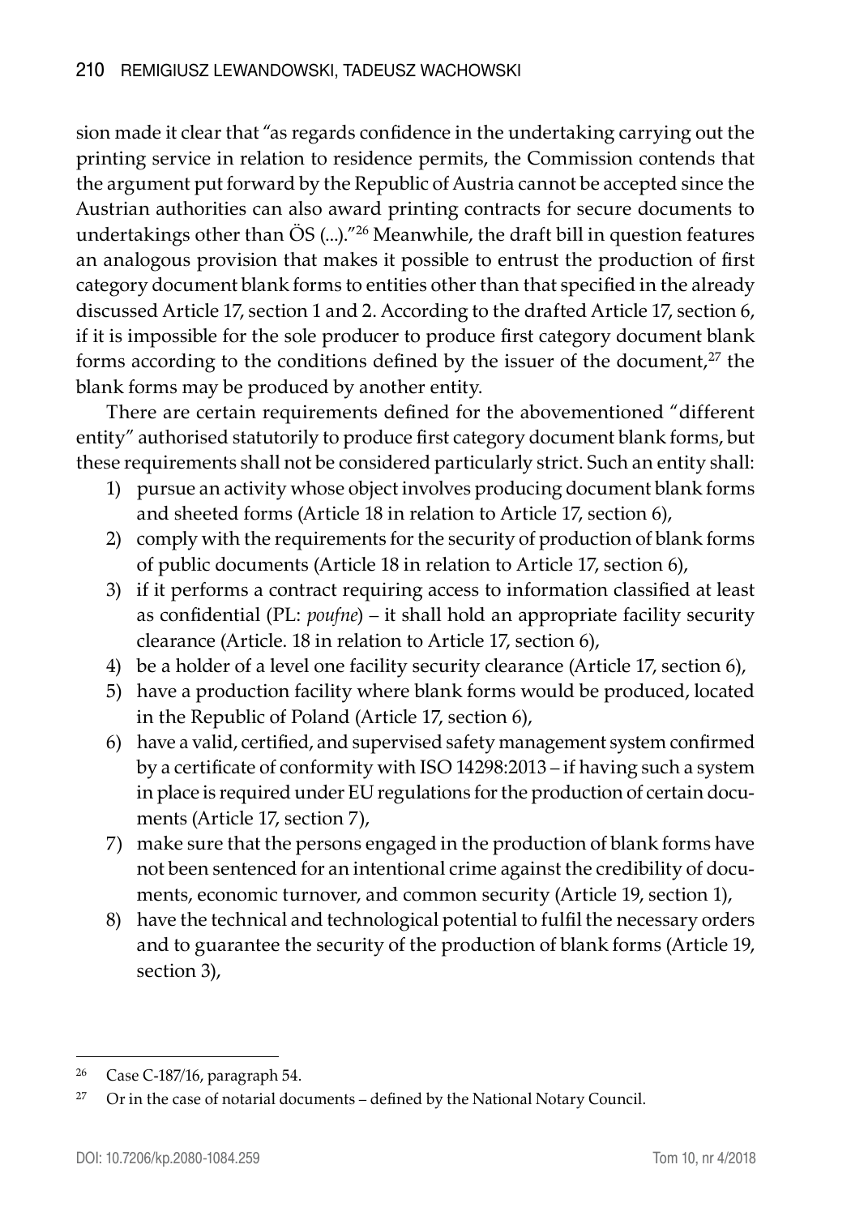sion made it clear that "as regards confidence in the undertaking carrying out the printing service in relation to residence permits, the Commission contends that the argument put forward by the Republic of Austria cannot be accepted since the Austrian authorities can also award printing contracts for secure documents to undertakings other than ÖS (...)."[26] Meanwhile, the draft bill in question features an analogous provision that makes it possible to entrust the production of first category document blank forms to entities other than that specified in the already discussed Article 17, section 1 and 2. According to the drafted Article 17, section 6, if it is impossible for the sole producer to produce first category document blank forms according to the conditions defined by the issuer of the document,[27] the blank forms may be produced by another entity.

There are certain requirements defined for the abovementioned "different entity" authorised statutorily to produce first category document blank forms, but these requirements shall not be considered particularly strict. Such an entity shall:

1) pursue an activity whose object involves producing document blank forms and sheeted forms (Article 18 in relation to Article 17, section 6),
2) comply with the requirements for the security of production of blank forms of public documents (Article 18 in relation to Article 17, section 6),
3) if it performs a contract requiring access to information classified at least as confidential (PL: *poufne*) – it shall hold an appropriate facility security clearance (Article. 18 in relation to Article 17, section 6),
4) be a holder of a level one facility security clearance (Article 17, section 6),
5) have a production facility where blank forms would be produced, located in the Republic of Poland (Article 17, section 6),
6) have a valid, certified, and supervised safety management system confirmed by a certificate of conformity with ISO 14298:2013 – if having such a system in place is required under EU regulations for the production of certain documents (Article 17, section 7),
7) make sure that the persons engaged in the production of blank forms have not been sentenced for an intentional crime against the credibility of documents, economic turnover, and common security (Article 19, section 1),
8) have the technical and technological potential to fulfil the necessary orders and to guarantee the security of the production of blank forms (Article 19, section 3),

---

[26] Case C-187/16, paragraph 54.

[27] Or in the case of notarial documents – defined by the National Notary Council.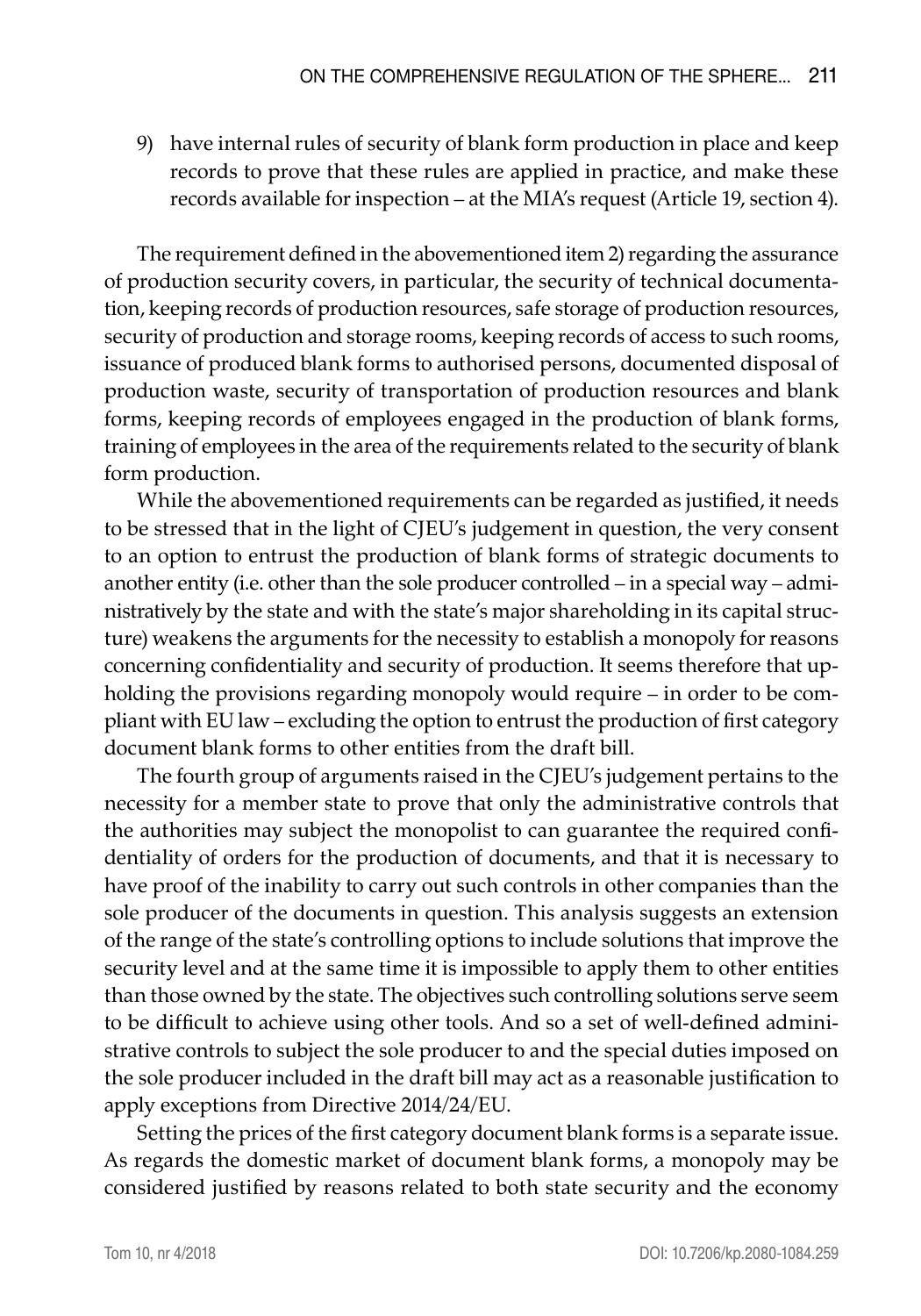9) have internal rules of security of blank form production in place and keep records to prove that these rules are applied in practice, and make these records available for inspection – at the MIA's request (Article 19, section 4).

The requirement defined in the abovementioned item 2) regarding the assurance of production security covers, in particular, the security of technical documentation, keeping records of production resources, safe storage of production resources, security of production and storage rooms, keeping records of access to such rooms, issuance of produced blank forms to authorised persons, documented disposal of production waste, security of transportation of production resources and blank forms, keeping records of employees engaged in the production of blank forms, training of employees in the area of the requirements related to the security of blank form production.

While the abovementioned requirements can be regarded as justified, it needs to be stressed that in the light of CJEU's judgement in question, the very consent to an option to entrust the production of blank forms of strategic documents to another entity (i.e. other than the sole producer controlled – in a special way – administratively by the state and with the state's major shareholding in its capital structure) weakens the arguments for the necessity to establish a monopoly for reasons concerning confidentiality and security of production. It seems therefore that upholding the provisions regarding monopoly would require – in order to be compliant with EU law – excluding the option to entrust the production of first category document blank forms to other entities from the draft bill.

The fourth group of arguments raised in the CJEU's judgement pertains to the necessity for a member state to prove that only the administrative controls that the authorities may subject the monopolist to can guarantee the required confidentiality of orders for the production of documents, and that it is necessary to have proof of the inability to carry out such controls in other companies than the sole producer of the documents in question. This analysis suggests an extension of the range of the state's controlling options to include solutions that improve the security level and at the same time it is impossible to apply them to other entities than those owned by the state. The objectives such controlling solutions serve seem to be difficult to achieve using other tools. And so a set of well-defined administrative controls to subject the sole producer to and the special duties imposed on the sole producer included in the draft bill may act as a reasonable justification to apply exceptions from Directive 2014/24/EU.

Setting the prices of the first category document blank forms is a separate issue. As regards the domestic market of document blank forms, a monopoly may be considered justified by reasons related to both state security and the economy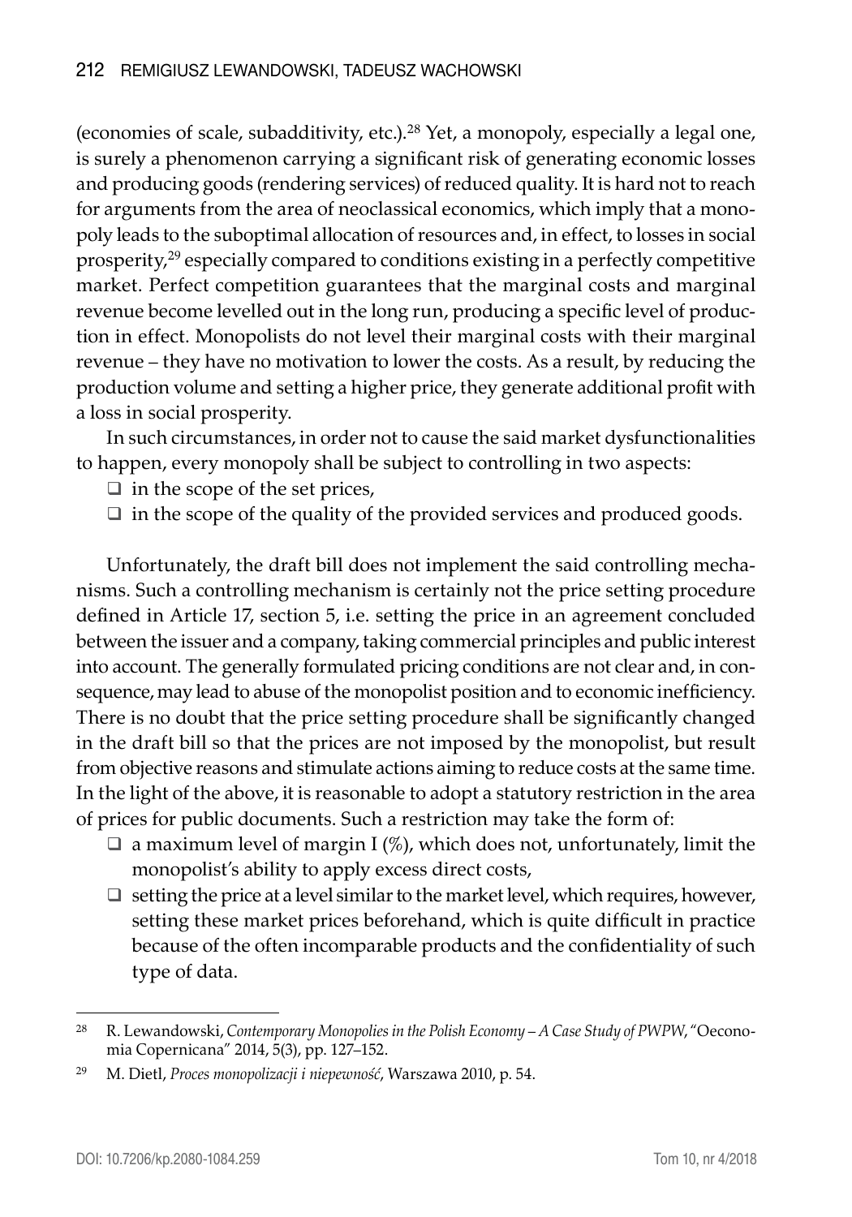(economies of scale, subadditivity, etc.).[28] Yet, a monopoly, especially a legal one, is surely a phenomenon carrying a significant risk of generating economic losses and producing goods (rendering services) of reduced quality. It is hard not to reach for arguments from the area of neoclassical economics, which imply that a monopoly leads to the suboptimal allocation of resources and, in effect, to losses in social prosperity,[29] especially compared to conditions existing in a perfectly competitive market. Perfect competition guarantees that the marginal costs and marginal revenue become levelled out in the long run, producing a specific level of production in effect. Monopolists do not level their marginal costs with their marginal revenue – they have no motivation to lower the costs. As a result, by reducing the production volume and setting a higher price, they generate additional profit with a loss in social prosperity.

In such circumstances, in order not to cause the said market dysfunctionalities to happen, every monopoly shall be subject to controlling in two aspects:

- in the scope of the set prices,
- in the scope of the quality of the provided services and produced goods.

Unfortunately, the draft bill does not implement the said controlling mechanisms. Such a controlling mechanism is certainly not the price setting procedure defined in Article 17, section 5, i.e. setting the price in an agreement concluded between the issuer and a company, taking commercial principles and public interest into account. The generally formulated pricing conditions are not clear and, in consequence, may lead to abuse of the monopolist position and to economic inefficiency. There is no doubt that the price setting procedure shall be significantly changed in the draft bill so that the prices are not imposed by the monopolist, but result from objective reasons and stimulate actions aiming to reduce costs at the same time. In the light of the above, it is reasonable to adopt a statutory restriction in the area of prices for public documents. Such a restriction may take the form of:

- a maximum level of margin I (%), which does not, unfortunately, limit the monopolist's ability to apply excess direct costs,
- setting the price at a level similar to the market level, which requires, however, setting these market prices beforehand, which is quite difficult in practice because of the often incomparable products and the confidentiality of such type of data.

---

[28] R. Lewandowski, *Contemporary Monopolies in the Polish Economy – A Case Study of PWPW*, "Oeconomia Copernicana" 2014, 5(3), pp. 127–152.

[29] M. Dietl, *Proces monopolizacji i niepewność*, Warszawa 2010, p. 54.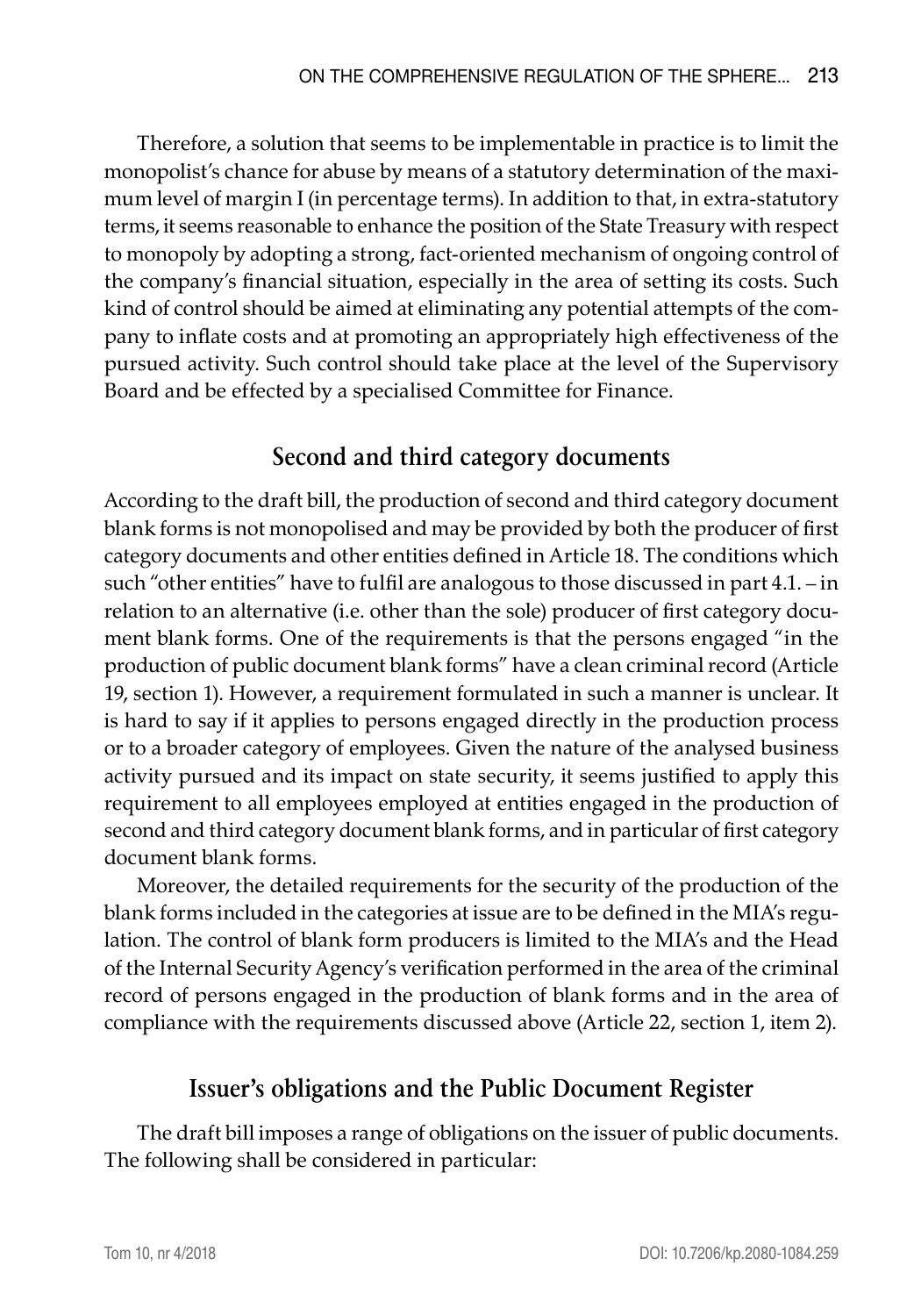Therefore, a solution that seems to be implementable in practice is to limit the monopolist's chance for abuse by means of a statutory determination of the maximum level of margin I (in percentage terms). In addition to that, in extra-statutory terms, it seems reasonable to enhance the position of the State Treasury with respect to monopoly by adopting a strong, fact-oriented mechanism of ongoing control of the company's financial situation, especially in the area of setting its costs. Such kind of control should be aimed at eliminating any potential attempts of the company to inflate costs and at promoting an appropriately high effectiveness of the pursued activity. Such control should take place at the level of the Supervisory Board and be effected by a specialised Committee for Finance.

## Second and third category documents

According to the draft bill, the production of second and third category document blank forms is not monopolised and may be provided by both the producer of first category documents and other entities defined in Article 18. The conditions which such "other entities" have to fulfil are analogous to those discussed in part 4.1. – in relation to an alternative (i.e. other than the sole) producer of first category document blank forms. One of the requirements is that the persons engaged "in the production of public document blank forms" have a clean criminal record (Article 19, section 1). However, a requirement formulated in such a manner is unclear. It is hard to say if it applies to persons engaged directly in the production process or to a broader category of employees. Given the nature of the analysed business activity pursued and its impact on state security, it seems justified to apply this requirement to all employees employed at entities engaged in the production of second and third category document blank forms, and in particular of first category document blank forms.

Moreover, the detailed requirements for the security of the production of the blank forms included in the categories at issue are to be defined in the MIA's regulation. The control of blank form producers is limited to the MIA's and the Head of the Internal Security Agency's verification performed in the area of the criminal record of persons engaged in the production of blank forms and in the area of compliance with the requirements discussed above (Article 22, section 1, item 2).

## Issuer's obligations and the Public Document Register

The draft bill imposes a range of obligations on the issuer of public documents. The following shall be considered in particular: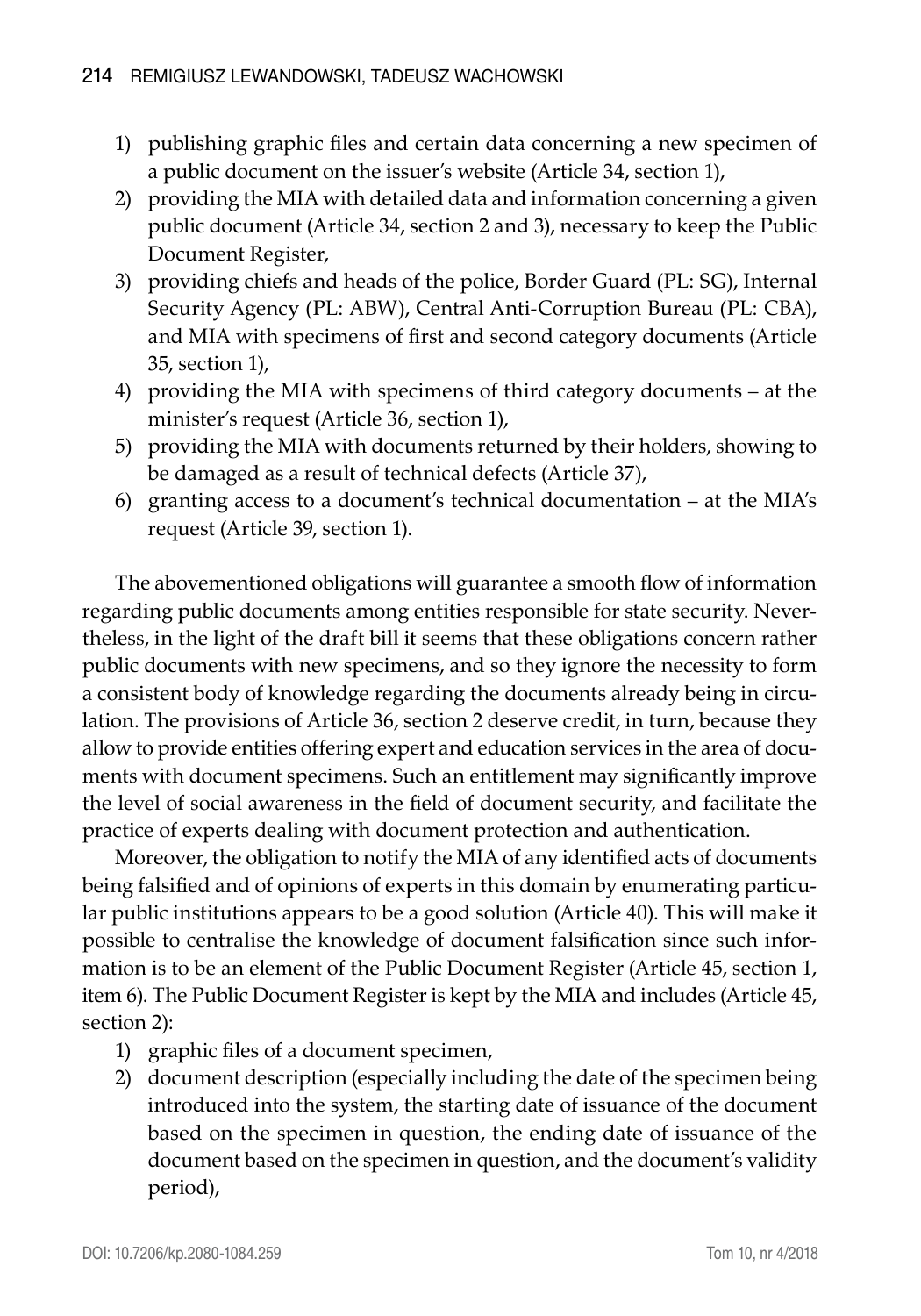1) publishing graphic files and certain data concerning a new specimen of a public document on the issuer's website (Article 34, section 1),
2) providing the MIA with detailed data and information concerning a given public document (Article 34, section 2 and 3), necessary to keep the Public Document Register,
3) providing chiefs and heads of the police, Border Guard (PL: SG), Internal Security Agency (PL: ABW), Central Anti-Corruption Bureau (PL: CBA), and MIA with specimens of first and second category documents (Article 35, section 1),
4) providing the MIA with specimens of third category documents – at the minister's request (Article 36, section 1),
5) providing the MIA with documents returned by their holders, showing to be damaged as a result of technical defects (Article 37),
6) granting access to a document's technical documentation – at the MIA's request (Article 39, section 1).

The abovementioned obligations will guarantee a smooth flow of information regarding public documents among entities responsible for state security. Nevertheless, in the light of the draft bill it seems that these obligations concern rather public documents with new specimens, and so they ignore the necessity to form a consistent body of knowledge regarding the documents already being in circulation. The provisions of Article 36, section 2 deserve credit, in turn, because they allow to provide entities offering expert and education services in the area of documents with document specimens. Such an entitlement may significantly improve the level of social awareness in the field of document security, and facilitate the practice of experts dealing with document protection and authentication.

Moreover, the obligation to notify the MIA of any identified acts of documents being falsified and of opinions of experts in this domain by enumerating particular public institutions appears to be a good solution (Article 40). This will make it possible to centralise the knowledge of document falsification since such information is to be an element of the Public Document Register (Article 45, section 1, item 6). The Public Document Register is kept by the MIA and includes (Article 45, section 2):

1) graphic files of a document specimen,
2) document description (especially including the date of the specimen being introduced into the system, the starting date of issuance of the document based on the specimen in question, the ending date of issuance of the document based on the specimen in question, and the document's validity period),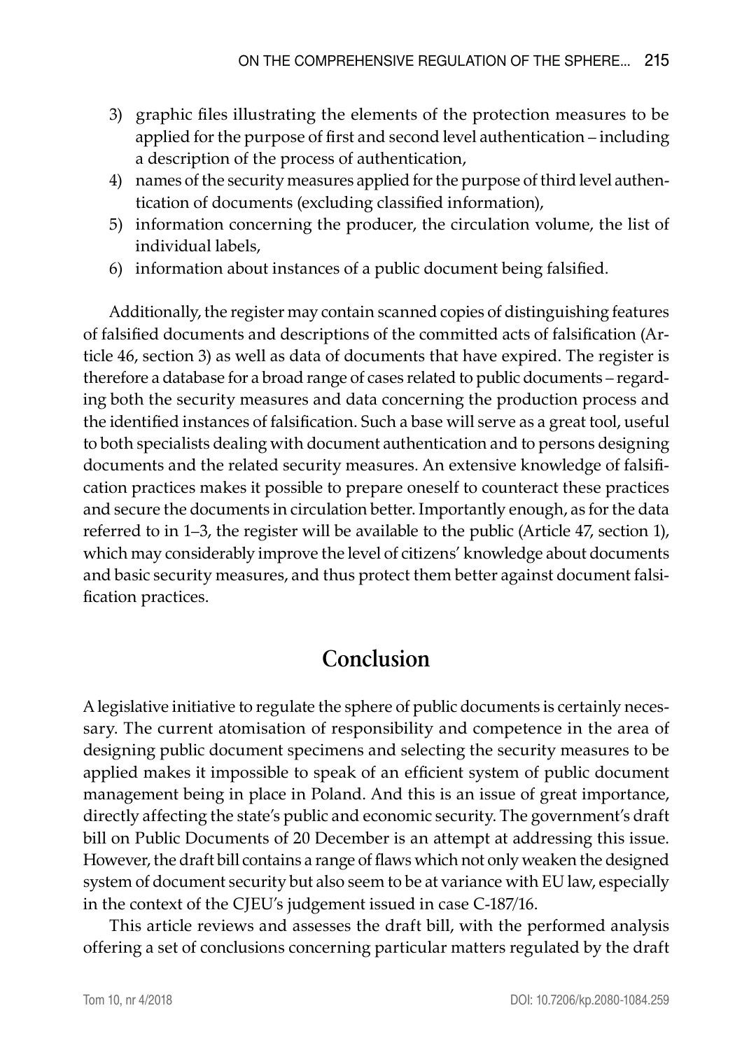3) graphic files illustrating the elements of the protection measures to be applied for the purpose of first and second level authentication – including a description of the process of authentication,
4) names of the security measures applied for the purpose of third level authentication of documents (excluding classified information),
5) information concerning the producer, the circulation volume, the list of individual labels,
6) information about instances of a public document being falsified.

Additionally, the register may contain scanned copies of distinguishing features of falsified documents and descriptions of the committed acts of falsification (Article 46, section 3) as well as data of documents that have expired. The register is therefore a database for a broad range of cases related to public documents – regarding both the security measures and data concerning the production process and the identified instances of falsification. Such a base will serve as a great tool, useful to both specialists dealing with document authentication and to persons designing documents and the related security measures. An extensive knowledge of falsification practices makes it possible to prepare oneself to counteract these practices and secure the documents in circulation better. Importantly enough, as for the data referred to in 1–3, the register will be available to the public (Article 47, section 1), which may considerably improve the level of citizens' knowledge about documents and basic security measures, and thus protect them better against document falsification practices.

## Conclusion

A legislative initiative to regulate the sphere of public documents is certainly necessary. The current atomisation of responsibility and competence in the area of designing public document specimens and selecting the security measures to be applied makes it impossible to speak of an efficient system of public document management being in place in Poland. And this is an issue of great importance, directly affecting the state's public and economic security. The government's draft bill on Public Documents of 20 December is an attempt at addressing this issue. However, the draft bill contains a range of flaws which not only weaken the designed system of document security but also seem to be at variance with EU law, especially in the context of the CJEU's judgement issued in case C-187/16.

This article reviews and assesses the draft bill, with the performed analysis offering a set of conclusions concerning particular matters regulated by the draft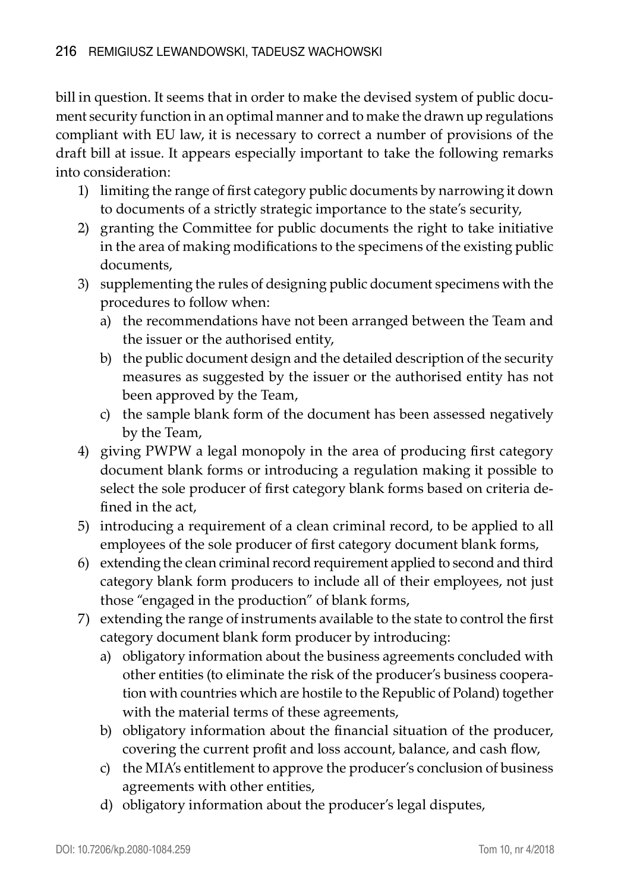bill in question. It seems that in order to make the devised system of public document security function in an optimal manner and to make the drawn up regulations compliant with EU law, it is necessary to correct a number of provisions of the draft bill at issue. It appears especially important to take the following remarks into consideration:

1) limiting the range of first category public documents by narrowing it down to documents of a strictly strategic importance to the state's security,
2) granting the Committee for public documents the right to take initiative in the area of making modifications to the specimens of the existing public documents,
3) supplementing the rules of designing public document specimens with the procedures to follow when:
   a) the recommendations have not been arranged between the Team and the issuer or the authorised entity,
   b) the public document design and the detailed description of the security measures as suggested by the issuer or the authorised entity has not been approved by the Team,
   c) the sample blank form of the document has been assessed negatively by the Team,
4) giving PWPW a legal monopoly in the area of producing first category document blank forms or introducing a regulation making it possible to select the sole producer of first category blank forms based on criteria defined in the act,
5) introducing a requirement of a clean criminal record, to be applied to all employees of the sole producer of first category document blank forms,
6) extending the clean criminal record requirement applied to second and third category blank form producers to include all of their employees, not just those "engaged in the production" of blank forms,
7) extending the range of instruments available to the state to control the first category document blank form producer by introducing:
   a) obligatory information about the business agreements concluded with other entities (to eliminate the risk of the producer's business cooperation with countries which are hostile to the Republic of Poland) together with the material terms of these agreements,
   b) obligatory information about the financial situation of the producer, covering the current profit and loss account, balance, and cash flow,
   c) the MIA's entitlement to approve the producer's conclusion of business agreements with other entities,
   d) obligatory information about the producer's legal disputes,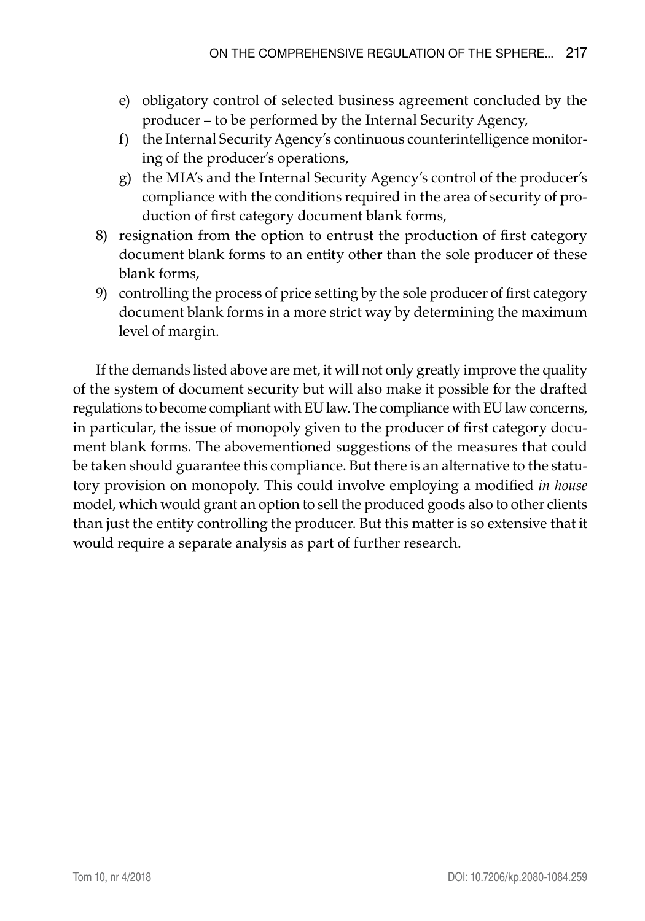e) obligatory control of selected business agreement concluded by the producer – to be performed by the Internal Security Agency,
   f) the Internal Security Agency's continuous counterintelligence monitoring of the producer's operations,
   g) the MIA's and the Internal Security Agency's control of the producer's compliance with the conditions required in the area of security of production of first category document blank forms,
8) resignation from the option to entrust the production of first category document blank forms to an entity other than the sole producer of these blank forms,
9) controlling the process of price setting by the sole producer of first category document blank forms in a more strict way by determining the maximum level of margin.

If the demands listed above are met, it will not only greatly improve the quality of the system of document security but will also make it possible for the drafted regulations to become compliant with EU law. The compliance with EU law concerns, in particular, the issue of monopoly given to the producer of first category document blank forms. The abovementioned suggestions of the measures that could be taken should guarantee this compliance. But there is an alternative to the statutory provision on monopoly. This could involve employing a modified *in house* model, which would grant an option to sell the produced goods also to other clients than just the entity controlling the producer. But this matter is so extensive that it would require a separate analysis as part of further research.